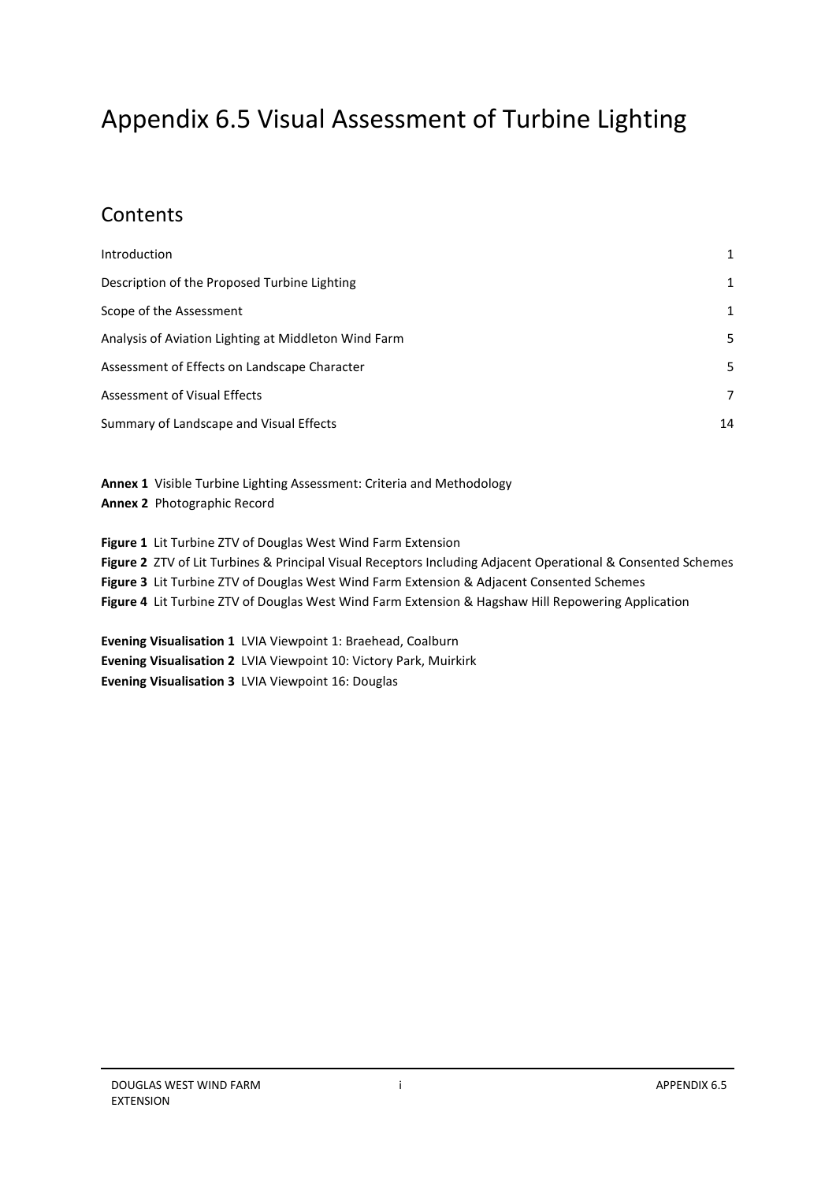# Appendix 6.5 Visual Assessment of Turbine Lighting

## Contents

| | |
|---|---|
| Introduction | 1 |
| Description of the Proposed Turbine Lighting | 1 |
| Scope of the Assessment | 1 |
| Analysis of Aviation Lighting at Middleton Wind Farm | 5 |
| Assessment of Effects on Landscape Character | 5 |
| Assessment of Visual Effects | 7 |
| Summary of Landscape and Visual Effects | 14 |

**Annex 1** Visible Turbine Lighting Assessment: Criteria and Methodology
**Annex 2** Photographic Record

**Figure 1** Lit Turbine ZTV of Douglas West Wind Farm Extension
**Figure 2** ZTV of Lit Turbines & Principal Visual Receptors Including Adjacent Operational & Consented Schemes
**Figure 3** Lit Turbine ZTV of Douglas West Wind Farm Extension & Adjacent Consented Schemes
**Figure 4** Lit Turbine ZTV of Douglas West Wind Farm Extension & Hagshaw Hill Repowering Application

**Evening Visualisation 1** LVIA Viewpoint 1: Braehead, Coalburn
**Evening Visualisation 2** LVIA Viewpoint 10: Victory Park, Muirkirk
**Evening Visualisation 3** LVIA Viewpoint 16: Douglas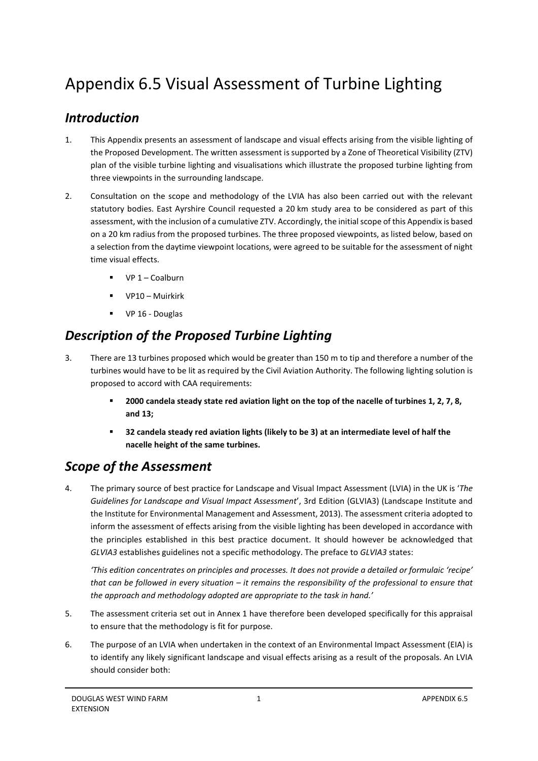# Appendix 6.5 Visual Assessment of Turbine Lighting

## *Introduction*

1. This Appendix presents an assessment of landscape and visual effects arising from the visible lighting of the Proposed Development. The written assessment is supported by a Zone of Theoretical Visibility (ZTV) plan of the visible turbine lighting and visualisations which illustrate the proposed turbine lighting from three viewpoints in the surrounding landscape.

2. Consultation on the scope and methodology of the LVIA has also been carried out with the relevant statutory bodies. East Ayrshire Council requested a 20 km study area to be considered as part of this assessment, with the inclusion of a cumulative ZTV. Accordingly, the initial scope of this Appendix is based on a 20 km radius from the proposed turbines. The three proposed viewpoints, as listed below, based on a selection from the daytime viewpoint locations, were agreed to be suitable for the assessment of night time visual effects.

   - VP 1 – Coalburn
   - VP10 – Muirkirk
   - VP 16 - Douglas

## *Description of the Proposed Turbine Lighting*

3. There are 13 turbines proposed which would be greater than 150 m to tip and therefore a number of the turbines would have to be lit as required by the Civil Aviation Authority. The following lighting solution is proposed to accord with CAA requirements:

   - **2000 candela steady state red aviation light on the top of the nacelle of turbines 1, 2, 7, 8, and 13;**
   - **32 candela steady red aviation lights (likely to be 3) at an intermediate level of half the nacelle height of the same turbines.**

## *Scope of the Assessment*

4. The primary source of best practice for Landscape and Visual Impact Assessment (LVIA) in the UK is '*The Guidelines for Landscape and Visual Impact Assessment*', 3rd Edition (GLVIA3) (Landscape Institute and the Institute for Environmental Management and Assessment, 2013). The assessment criteria adopted to inform the assessment of effects arising from the visible lighting has been developed in accordance with the principles established in this best practice document. It should however be acknowledged that *GLVIA3* establishes guidelines not a specific methodology. The preface to *GLVIA3* states:

   *'This edition concentrates on principles and processes. It does not provide a detailed or formulaic 'recipe' that can be followed in every situation – it remains the responsibility of the professional to ensure that the approach and methodology adopted are appropriate to the task in hand.'*

5. The assessment criteria set out in Annex 1 have therefore been developed specifically for this appraisal to ensure that the methodology is fit for purpose.

6. The purpose of an LVIA when undertaken in the context of an Environmental Impact Assessment (EIA) is to identify any likely significant landscape and visual effects arising as a result of the proposals. An LVIA should consider both: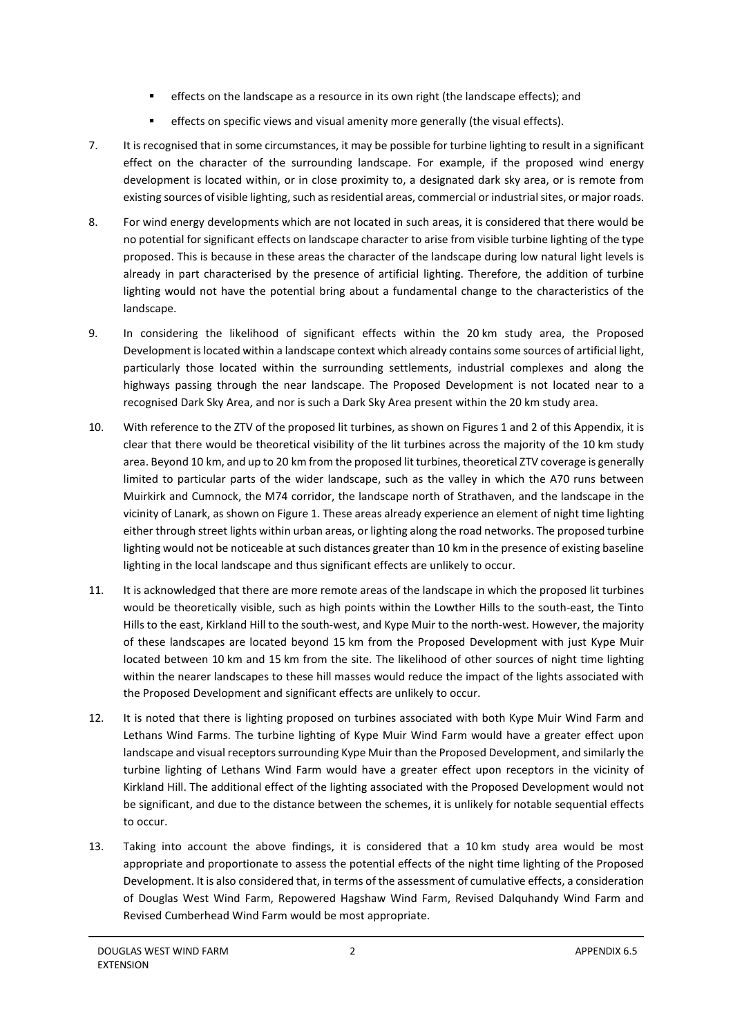- effects on the landscape as a resource in its own right (the landscape effects); and
- effects on specific views and visual amenity more generally (the visual effects).

7. It is recognised that in some circumstances, it may be possible for turbine lighting to result in a significant effect on the character of the surrounding landscape. For example, if the proposed wind energy development is located within, or in close proximity to, a designated dark sky area, or is remote from existing sources of visible lighting, such as residential areas, commercial or industrial sites, or major roads.

8. For wind energy developments which are not located in such areas, it is considered that there would be no potential for significant effects on landscape character to arise from visible turbine lighting of the type proposed. This is because in these areas the character of the landscape during low natural light levels is already in part characterised by the presence of artificial lighting. Therefore, the addition of turbine lighting would not have the potential bring about a fundamental change to the characteristics of the landscape.

9. In considering the likelihood of significant effects within the 20 km study area, the Proposed Development is located within a landscape context which already contains some sources of artificial light, particularly those located within the surrounding settlements, industrial complexes and along the highways passing through the near landscape. The Proposed Development is not located near to a recognised Dark Sky Area, and nor is such a Dark Sky Area present within the 20 km study area.

10. With reference to the ZTV of the proposed lit turbines, as shown on Figures 1 and 2 of this Appendix, it is clear that there would be theoretical visibility of the lit turbines across the majority of the 10 km study area. Beyond 10 km, and up to 20 km from the proposed lit turbines, theoretical ZTV coverage is generally limited to particular parts of the wider landscape, such as the valley in which the A70 runs between Muirkirk and Cumnock, the M74 corridor, the landscape north of Strathaven, and the landscape in the vicinity of Lanark, as shown on Figure 1. These areas already experience an element of night time lighting either through street lights within urban areas, or lighting along the road networks. The proposed turbine lighting would not be noticeable at such distances greater than 10 km in the presence of existing baseline lighting in the local landscape and thus significant effects are unlikely to occur.

11. It is acknowledged that there are more remote areas of the landscape in which the proposed lit turbines would be theoretically visible, such as high points within the Lowther Hills to the south-east, the Tinto Hills to the east, Kirkland Hill to the south-west, and Kype Muir to the north-west. However, the majority of these landscapes are located beyond 15 km from the Proposed Development with just Kype Muir located between 10 km and 15 km from the site. The likelihood of other sources of night time lighting within the nearer landscapes to these hill masses would reduce the impact of the lights associated with the Proposed Development and significant effects are unlikely to occur.

12. It is noted that there is lighting proposed on turbines associated with both Kype Muir Wind Farm and Lethans Wind Farms. The turbine lighting of Kype Muir Wind Farm would have a greater effect upon landscape and visual receptors surrounding Kype Muir than the Proposed Development, and similarly the turbine lighting of Lethans Wind Farm would have a greater effect upon receptors in the vicinity of Kirkland Hill. The additional effect of the lighting associated with the Proposed Development would not be significant, and due to the distance between the schemes, it is unlikely for notable sequential effects to occur.

13. Taking into account the above findings, it is considered that a 10 km study area would be most appropriate and proportionate to assess the potential effects of the night time lighting of the Proposed Development. It is also considered that, in terms of the assessment of cumulative effects, a consideration of Douglas West Wind Farm, Repowered Hagshaw Wind Farm, Revised Dalquhandy Wind Farm and Revised Cumberhead Wind Farm would be most appropriate.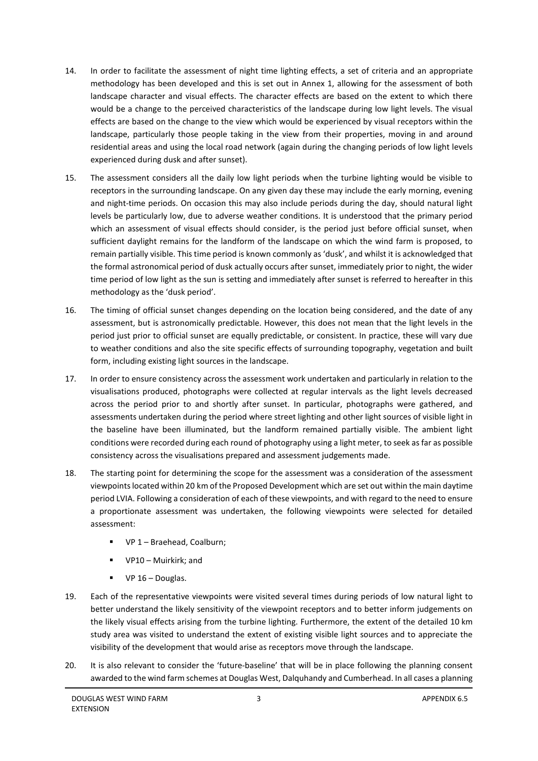14. In order to facilitate the assessment of night time lighting effects, a set of criteria and an appropriate methodology has been developed and this is set out in Annex 1, allowing for the assessment of both landscape character and visual effects. The character effects are based on the extent to which there would be a change to the perceived characteristics of the landscape during low light levels. The visual effects are based on the change to the view which would be experienced by visual receptors within the landscape, particularly those people taking in the view from their properties, moving in and around residential areas and using the local road network (again during the changing periods of low light levels experienced during dusk and after sunset).

15. The assessment considers all the daily low light periods when the turbine lighting would be visible to receptors in the surrounding landscape. On any given day these may include the early morning, evening and night-time periods. On occasion this may also include periods during the day, should natural light levels be particularly low, due to adverse weather conditions. It is understood that the primary period which an assessment of visual effects should consider, is the period just before official sunset, when sufficient daylight remains for the landform of the landscape on which the wind farm is proposed, to remain partially visible. This time period is known commonly as 'dusk', and whilst it is acknowledged that the formal astronomical period of dusk actually occurs after sunset, immediately prior to night, the wider time period of low light as the sun is setting and immediately after sunset is referred to hereafter in this methodology as the 'dusk period'.

16. The timing of official sunset changes depending on the location being considered, and the date of any assessment, but is astronomically predictable. However, this does not mean that the light levels in the period just prior to official sunset are equally predictable, or consistent. In practice, these will vary due to weather conditions and also the site specific effects of surrounding topography, vegetation and built form, including existing light sources in the landscape.

17. In order to ensure consistency across the assessment work undertaken and particularly in relation to the visualisations produced, photographs were collected at regular intervals as the light levels decreased across the period prior to and shortly after sunset. In particular, photographs were gathered, and assessments undertaken during the period where street lighting and other light sources of visible light in the baseline have been illuminated, but the landform remained partially visible. The ambient light conditions were recorded during each round of photography using a light meter, to seek as far as possible consistency across the visualisations prepared and assessment judgements made.

18. The starting point for determining the scope for the assessment was a consideration of the assessment viewpoints located within 20 km of the Proposed Development which are set out within the main daytime period LVIA. Following a consideration of each of these viewpoints, and with regard to the need to ensure a proportionate assessment was undertaken, the following viewpoints were selected for detailed assessment:

   - VP 1 – Braehead, Coalburn;
   - VP10 – Muirkirk; and
   - VP 16 – Douglas.

19. Each of the representative viewpoints were visited several times during periods of low natural light to better understand the likely sensitivity of the viewpoint receptors and to better inform judgements on the likely visual effects arising from the turbine lighting. Furthermore, the extent of the detailed 10 km study area was visited to understand the extent of existing visible light sources and to appreciate the visibility of the development that would arise as receptors move through the landscape.

20. It is also relevant to consider the 'future-baseline' that will be in place following the planning consent awarded to the wind farm schemes at Douglas West, Dalquhandy and Cumberhead. In all cases a planning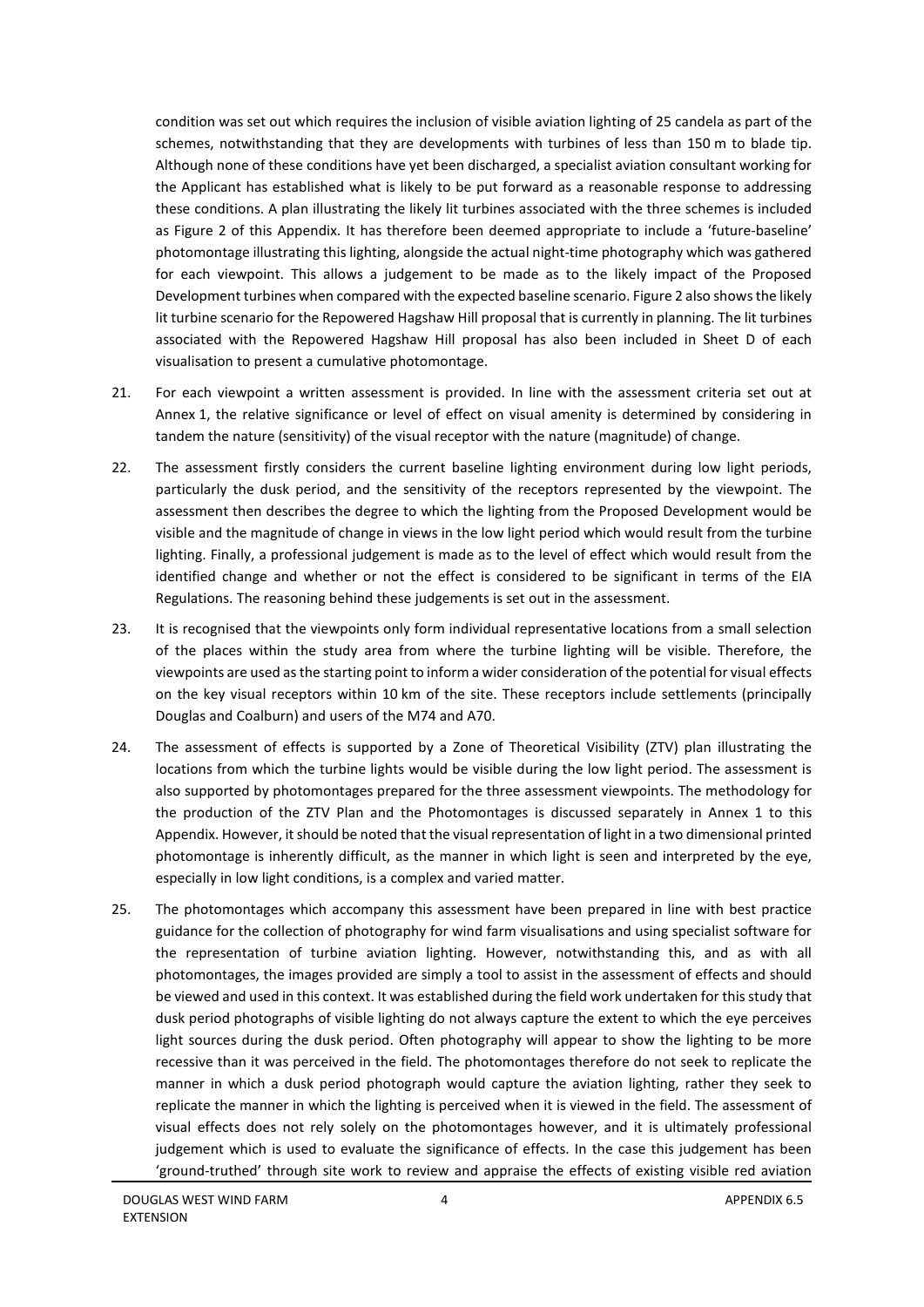condition was set out which requires the inclusion of visible aviation lighting of 25 candela as part of the schemes, notwithstanding that they are developments with turbines of less than 150 m to blade tip. Although none of these conditions have yet been discharged, a specialist aviation consultant working for the Applicant has established what is likely to be put forward as a reasonable response to addressing these conditions. A plan illustrating the likely lit turbines associated with the three schemes is included as Figure 2 of this Appendix. It has therefore been deemed appropriate to include a 'future-baseline' photomontage illustrating this lighting, alongside the actual night-time photography which was gathered for each viewpoint. This allows a judgement to be made as to the likely impact of the Proposed Development turbines when compared with the expected baseline scenario. Figure 2 also shows the likely lit turbine scenario for the Repowered Hagshaw Hill proposal that is currently in planning. The lit turbines associated with the Repowered Hagshaw Hill proposal has also been included in Sheet D of each visualisation to present a cumulative photomontage.

21. For each viewpoint a written assessment is provided. In line with the assessment criteria set out at Annex 1, the relative significance or level of effect on visual amenity is determined by considering in tandem the nature (sensitivity) of the visual receptor with the nature (magnitude) of change.

22. The assessment firstly considers the current baseline lighting environment during low light periods, particularly the dusk period, and the sensitivity of the receptors represented by the viewpoint. The assessment then describes the degree to which the lighting from the Proposed Development would be visible and the magnitude of change in views in the low light period which would result from the turbine lighting. Finally, a professional judgement is made as to the level of effect which would result from the identified change and whether or not the effect is considered to be significant in terms of the EIA Regulations. The reasoning behind these judgements is set out in the assessment.

23. It is recognised that the viewpoints only form individual representative locations from a small selection of the places within the study area from where the turbine lighting will be visible. Therefore, the viewpoints are used as the starting point to inform a wider consideration of the potential for visual effects on the key visual receptors within 10 km of the site. These receptors include settlements (principally Douglas and Coalburn) and users of the M74 and A70.

24. The assessment of effects is supported by a Zone of Theoretical Visibility (ZTV) plan illustrating the locations from which the turbine lights would be visible during the low light period. The assessment is also supported by photomontages prepared for the three assessment viewpoints. The methodology for the production of the ZTV Plan and the Photomontages is discussed separately in Annex 1 to this Appendix. However, it should be noted that the visual representation of light in a two dimensional printed photomontage is inherently difficult, as the manner in which light is seen and interpreted by the eye, especially in low light conditions, is a complex and varied matter.

25. The photomontages which accompany this assessment have been prepared in line with best practice guidance for the collection of photography for wind farm visualisations and using specialist software for the representation of turbine aviation lighting. However, notwithstanding this, and as with all photomontages, the images provided are simply a tool to assist in the assessment of effects and should be viewed and used in this context. It was established during the field work undertaken for this study that dusk period photographs of visible lighting do not always capture the extent to which the eye perceives light sources during the dusk period. Often photography will appear to show the lighting to be more recessive than it was perceived in the field. The photomontages therefore do not seek to replicate the manner in which a dusk period photograph would capture the aviation lighting, rather they seek to replicate the manner in which the lighting is perceived when it is viewed in the field. The assessment of visual effects does not rely solely on the photomontages however, and it is ultimately professional judgement which is used to evaluate the significance of effects. In the case this judgement has been 'ground-truthed' through site work to review and appraise the effects of existing visible red aviation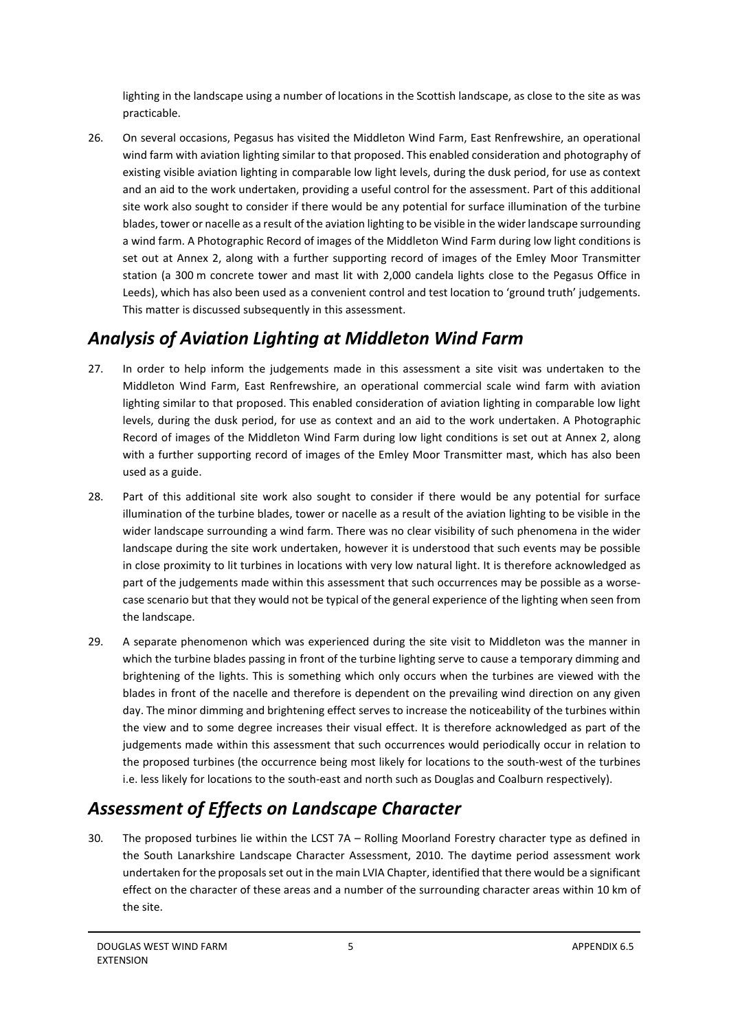lighting in the landscape using a number of locations in the Scottish landscape, as close to the site as was practicable.

26. On several occasions, Pegasus has visited the Middleton Wind Farm, East Renfrewshire, an operational wind farm with aviation lighting similar to that proposed. This enabled consideration and photography of existing visible aviation lighting in comparable low light levels, during the dusk period, for use as context and an aid to the work undertaken, providing a useful control for the assessment. Part of this additional site work also sought to consider if there would be any potential for surface illumination of the turbine blades, tower or nacelle as a result of the aviation lighting to be visible in the wider landscape surrounding a wind farm. A Photographic Record of images of the Middleton Wind Farm during low light conditions is set out at Annex 2, along with a further supporting record of images of the Emley Moor Transmitter station (a 300 m concrete tower and mast lit with 2,000 candela lights close to the Pegasus Office in Leeds), which has also been used as a convenient control and test location to 'ground truth' judgements. This matter is discussed subsequently in this assessment.

## *Analysis of Aviation Lighting at Middleton Wind Farm*

27. In order to help inform the judgements made in this assessment a site visit was undertaken to the Middleton Wind Farm, East Renfrewshire, an operational commercial scale wind farm with aviation lighting similar to that proposed. This enabled consideration of aviation lighting in comparable low light levels, during the dusk period, for use as context and an aid to the work undertaken. A Photographic Record of images of the Middleton Wind Farm during low light conditions is set out at Annex 2, along with a further supporting record of images of the Emley Moor Transmitter mast, which has also been used as a guide.

28. Part of this additional site work also sought to consider if there would be any potential for surface illumination of the turbine blades, tower or nacelle as a result of the aviation lighting to be visible in the wider landscape surrounding a wind farm. There was no clear visibility of such phenomena in the wider landscape during the site work undertaken, however it is understood that such events may be possible in close proximity to lit turbines in locations with very low natural light. It is therefore acknowledged as part of the judgements made within this assessment that such occurrences may be possible as a worse-case scenario but that they would not be typical of the general experience of the lighting when seen from the landscape.

29. A separate phenomenon which was experienced during the site visit to Middleton was the manner in which the turbine blades passing in front of the turbine lighting serve to cause a temporary dimming and brightening of the lights. This is something which only occurs when the turbines are viewed with the blades in front of the nacelle and therefore is dependent on the prevailing wind direction on any given day. The minor dimming and brightening effect serves to increase the noticeability of the turbines within the view and to some degree increases their visual effect. It is therefore acknowledged as part of the judgements made within this assessment that such occurrences would periodically occur in relation to the proposed turbines (the occurrence being most likely for locations to the south-west of the turbines i.e. less likely for locations to the south-east and north such as Douglas and Coalburn respectively).

## *Assessment of Effects on Landscape Character*

30. The proposed turbines lie within the LCST 7A – Rolling Moorland Forestry character type as defined in the South Lanarkshire Landscape Character Assessment, 2010. The daytime period assessment work undertaken for the proposals set out in the main LVIA Chapter, identified that there would be a significant effect on the character of these areas and a number of the surrounding character areas within 10 km of the site.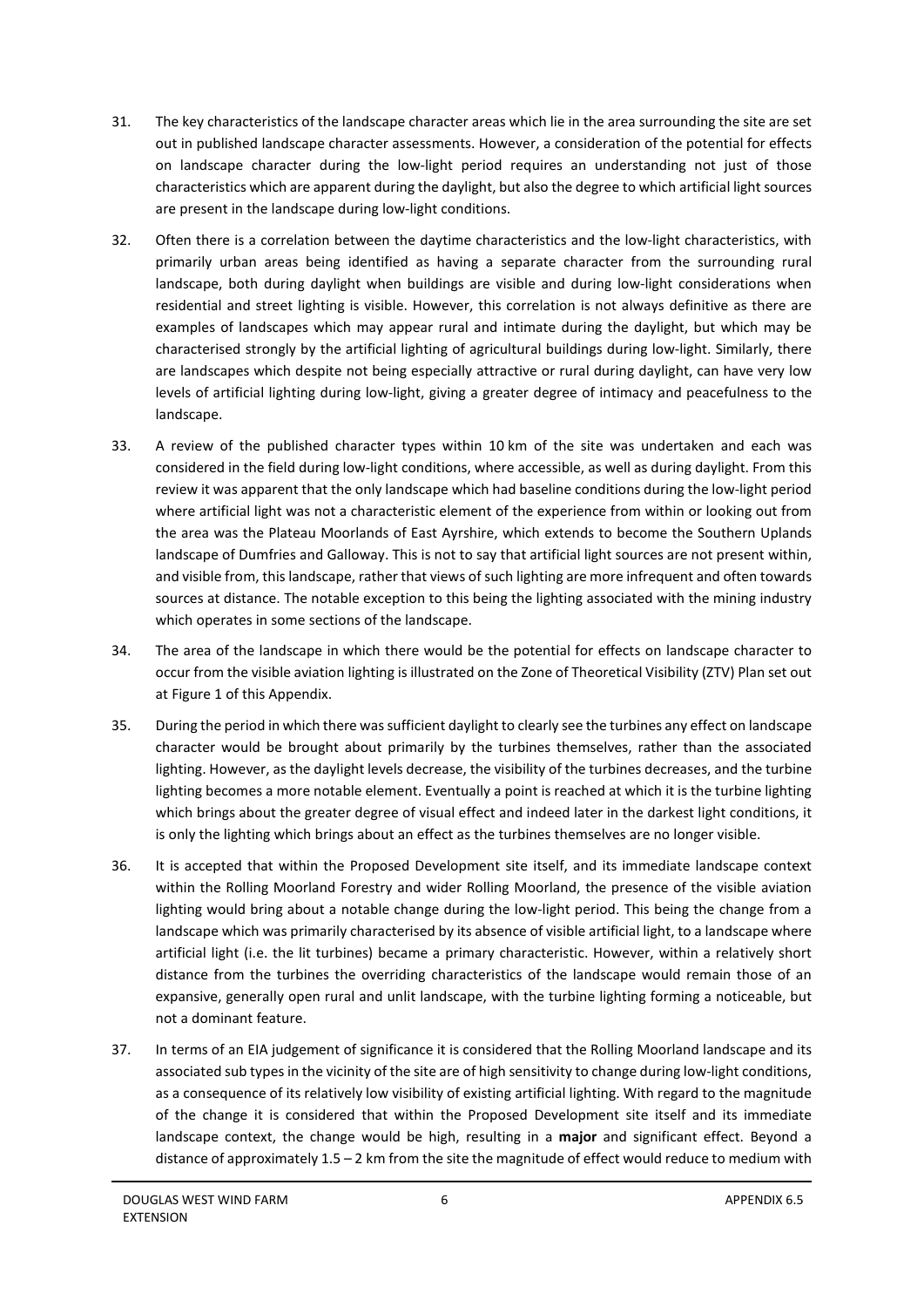31. The key characteristics of the landscape character areas which lie in the area surrounding the site are set out in published landscape character assessments. However, a consideration of the potential for effects on landscape character during the low-light period requires an understanding not just of those characteristics which are apparent during the daylight, but also the degree to which artificial light sources are present in the landscape during low-light conditions.

32. Often there is a correlation between the daytime characteristics and the low-light characteristics, with primarily urban areas being identified as having a separate character from the surrounding rural landscape, both during daylight when buildings are visible and during low-light considerations when residential and street lighting is visible. However, this correlation is not always definitive as there are examples of landscapes which may appear rural and intimate during the daylight, but which may be characterised strongly by the artificial lighting of agricultural buildings during low-light. Similarly, there are landscapes which despite not being especially attractive or rural during daylight, can have very low levels of artificial lighting during low-light, giving a greater degree of intimacy and peacefulness to the landscape.

33. A review of the published character types within 10 km of the site was undertaken and each was considered in the field during low-light conditions, where accessible, as well as during daylight. From this review it was apparent that the only landscape which had baseline conditions during the low-light period where artificial light was not a characteristic element of the experience from within or looking out from the area was the Plateau Moorlands of East Ayrshire, which extends to become the Southern Uplands landscape of Dumfries and Galloway. This is not to say that artificial light sources are not present within, and visible from, this landscape, rather that views of such lighting are more infrequent and often towards sources at distance. The notable exception to this being the lighting associated with the mining industry which operates in some sections of the landscape.

34. The area of the landscape in which there would be the potential for effects on landscape character to occur from the visible aviation lighting is illustrated on the Zone of Theoretical Visibility (ZTV) Plan set out at Figure 1 of this Appendix.

35. During the period in which there was sufficient daylight to clearly see the turbines any effect on landscape character would be brought about primarily by the turbines themselves, rather than the associated lighting. However, as the daylight levels decrease, the visibility of the turbines decreases, and the turbine lighting becomes a more notable element. Eventually a point is reached at which it is the turbine lighting which brings about the greater degree of visual effect and indeed later in the darkest light conditions, it is only the lighting which brings about an effect as the turbines themselves are no longer visible.

36. It is accepted that within the Proposed Development site itself, and its immediate landscape context within the Rolling Moorland Forestry and wider Rolling Moorland, the presence of the visible aviation lighting would bring about a notable change during the low-light period. This being the change from a landscape which was primarily characterised by its absence of visible artificial light, to a landscape where artificial light (i.e. the lit turbines) became a primary characteristic. However, within a relatively short distance from the turbines the overriding characteristics of the landscape would remain those of an expansive, generally open rural and unlit landscape, with the turbine lighting forming a noticeable, but not a dominant feature.

37. In terms of an EIA judgement of significance it is considered that the Rolling Moorland landscape and its associated sub types in the vicinity of the site are of high sensitivity to change during low-light conditions, as a consequence of its relatively low visibility of existing artificial lighting. With regard to the magnitude of the change it is considered that within the Proposed Development site itself and its immediate landscape context, the change would be high, resulting in a **major** and significant effect. Beyond a distance of approximately 1.5 – 2 km from the site the magnitude of effect would reduce to medium with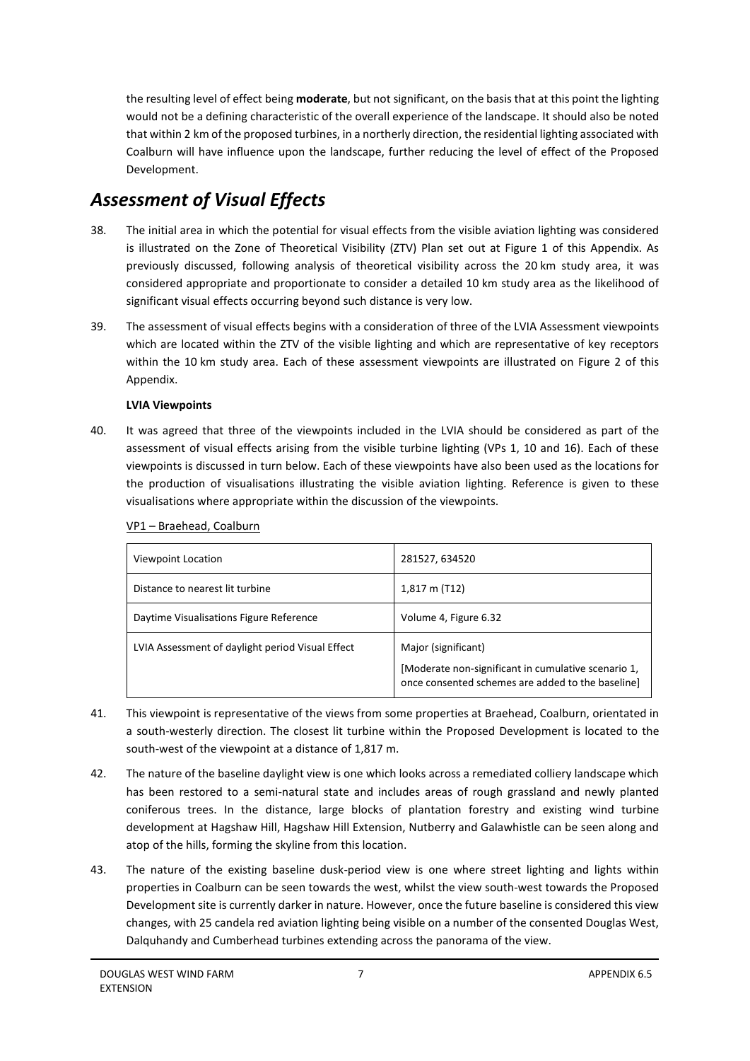the resulting level of effect being **moderate**, but not significant, on the basis that at this point the lighting would not be a defining characteristic of the overall experience of the landscape. It should also be noted that within 2 km of the proposed turbines, in a northerly direction, the residential lighting associated with Coalburn will have influence upon the landscape, further reducing the level of effect of the Proposed Development.

## *Assessment of Visual Effects*

38. The initial area in which the potential for visual effects from the visible aviation lighting was considered is illustrated on the Zone of Theoretical Visibility (ZTV) Plan set out at Figure 1 of this Appendix. As previously discussed, following analysis of theoretical visibility across the 20 km study area, it was considered appropriate and proportionate to consider a detailed 10 km study area as the likelihood of significant visual effects occurring beyond such distance is very low.

39. The assessment of visual effects begins with a consideration of three of the LVIA Assessment viewpoints which are located within the ZTV of the visible lighting and which are representative of key receptors within the 10 km study area. Each of these assessment viewpoints are illustrated on Figure 2 of this Appendix.

**LVIA Viewpoints**

40. It was agreed that three of the viewpoints included in the LVIA should be considered as part of the assessment of visual effects arising from the visible turbine lighting (VPs 1, 10 and 16). Each of these viewpoints is discussed in turn below. Each of these viewpoints have also been used as the locations for the production of visualisations illustrating the visible aviation lighting. Reference is given to these visualisations where appropriate within the discussion of the viewpoints.

<u>VP1 – Braehead, Coalburn</u>

| Viewpoint Location | 281527, 634520 |
|---|---|
| Distance to nearest lit turbine | 1,817 m (T12) |
| Daytime Visualisations Figure Reference | Volume 4, Figure 6.32 |
| LVIA Assessment of daylight period Visual Effect | Major (significant)<br><br>[Moderate non-significant in cumulative scenario 1, once consented schemes are added to the baseline] |

41. This viewpoint is representative of the views from some properties at Braehead, Coalburn, orientated in a south-westerly direction. The closest lit turbine within the Proposed Development is located to the south-west of the viewpoint at a distance of 1,817 m.

42. The nature of the baseline daylight view is one which looks across a remediated colliery landscape which has been restored to a semi-natural state and includes areas of rough grassland and newly planted coniferous trees. In the distance, large blocks of plantation forestry and existing wind turbine development at Hagshaw Hill, Hagshaw Hill Extension, Nutberry and Galawhistle can be seen along and atop of the hills, forming the skyline from this location.

43. The nature of the existing baseline dusk-period view is one where street lighting and lights within properties in Coalburn can be seen towards the west, whilst the view south-west towards the Proposed Development site is currently darker in nature. However, once the future baseline is considered this view changes, with 25 candela red aviation lighting being visible on a number of the consented Douglas West, Dalquhandy and Cumberhead turbines extending across the panorama of the view.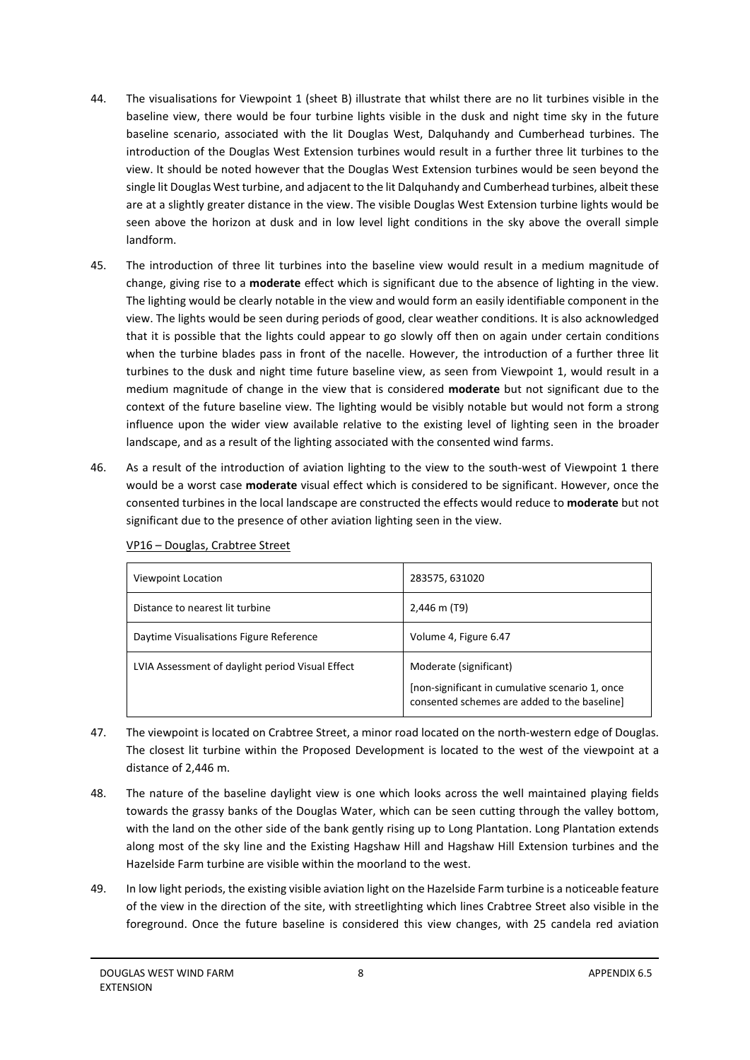44. The visualisations for Viewpoint 1 (sheet B) illustrate that whilst there are no lit turbines visible in the baseline view, there would be four turbine lights visible in the dusk and night time sky in the future baseline scenario, associated with the lit Douglas West, Dalquhandy and Cumberhead turbines. The introduction of the Douglas West Extension turbines would result in a further three lit turbines to the view. It should be noted however that the Douglas West Extension turbines would be seen beyond the single lit Douglas West turbine, and adjacent to the lit Dalquhandy and Cumberhead turbines, albeit these are at a slightly greater distance in the view. The visible Douglas West Extension turbine lights would be seen above the horizon at dusk and in low level light conditions in the sky above the overall simple landform.

45. The introduction of three lit turbines into the baseline view would result in a medium magnitude of change, giving rise to a **moderate** effect which is significant due to the absence of lighting in the view. The lighting would be clearly notable in the view and would form an easily identifiable component in the view. The lights would be seen during periods of good, clear weather conditions. It is also acknowledged that it is possible that the lights could appear to go slowly off then on again under certain conditions when the turbine blades pass in front of the nacelle. However, the introduction of a further three lit turbines to the dusk and night time future baseline view, as seen from Viewpoint 1, would result in a medium magnitude of change in the view that is considered **moderate** but not significant due to the context of the future baseline view. The lighting would be visibly notable but would not form a strong influence upon the wider view available relative to the existing level of lighting seen in the broader landscape, and as a result of the lighting associated with the consented wind farms.

46. As a result of the introduction of aviation lighting to the view to the south-west of Viewpoint 1 there would be a worst case **moderate** visual effect which is considered to be significant. However, once the consented turbines in the local landscape are constructed the effects would reduce to **moderate** but not significant due to the presence of other aviation lighting seen in the view.

<u>VP16 – Douglas, Crabtree Street</u>

| Viewpoint Location | 283575, 631020 |
|---|---|
| Distance to nearest lit turbine | 2,446 m (T9) |
| Daytime Visualisations Figure Reference | Volume 4, Figure 6.47 |
| LVIA Assessment of daylight period Visual Effect | Moderate (significant)<br>[non-significant in cumulative scenario 1, once consented schemes are added to the baseline] |

47. The viewpoint is located on Crabtree Street, a minor road located on the north-western edge of Douglas. The closest lit turbine within the Proposed Development is located to the west of the viewpoint at a distance of 2,446 m.

48. The nature of the baseline daylight view is one which looks across the well maintained playing fields towards the grassy banks of the Douglas Water, which can be seen cutting through the valley bottom, with the land on the other side of the bank gently rising up to Long Plantation. Long Plantation extends along most of the sky line and the Existing Hagshaw Hill and Hagshaw Hill Extension turbines and the Hazelside Farm turbine are visible within the moorland to the west.

49. In low light periods, the existing visible aviation light on the Hazelside Farm turbine is a noticeable feature of the view in the direction of the site, with streetlighting which lines Crabtree Street also visible in the foreground. Once the future baseline is considered this view changes, with 25 candela red aviation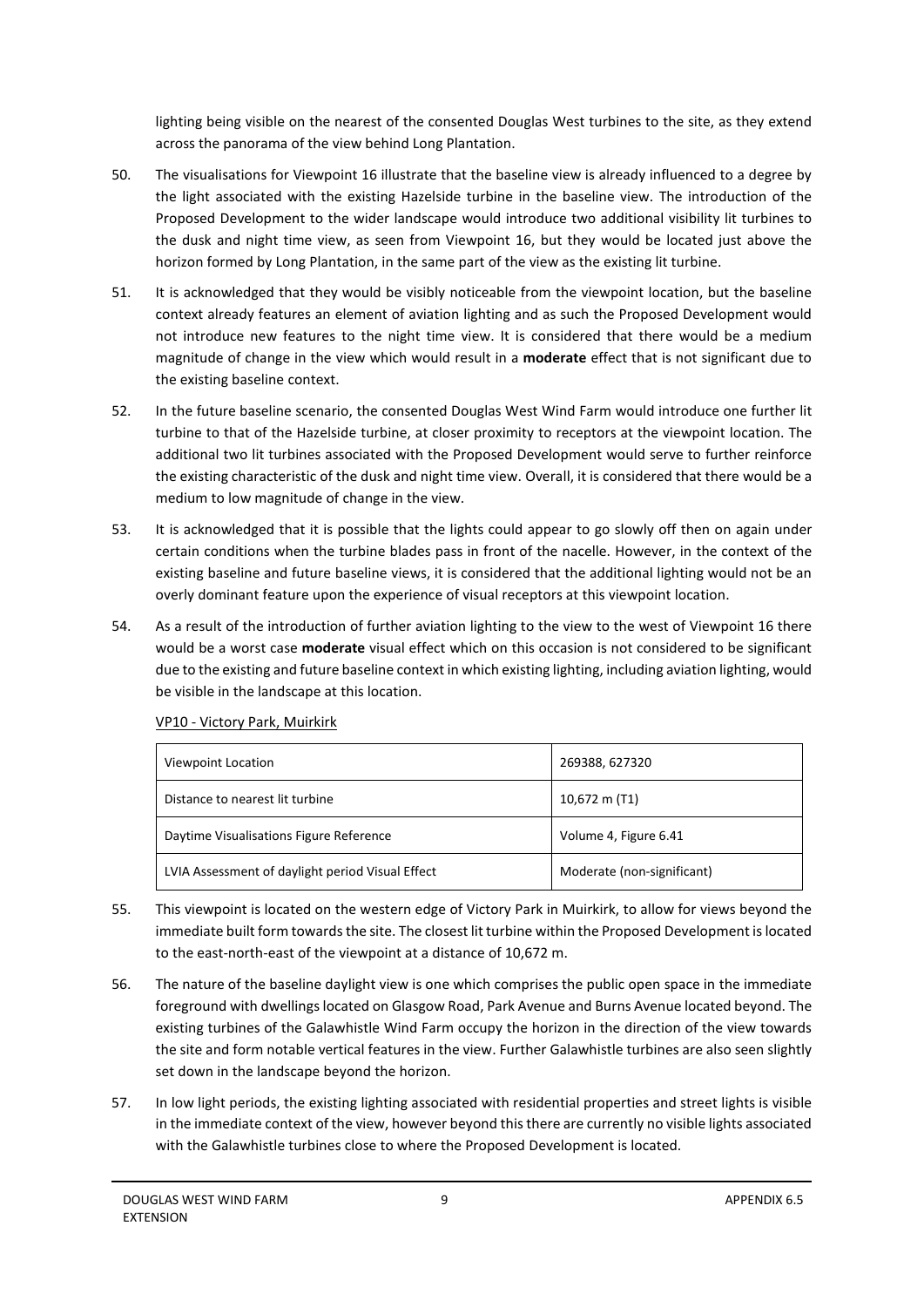lighting being visible on the nearest of the consented Douglas West turbines to the site, as they extend across the panorama of the view behind Long Plantation.

50. The visualisations for Viewpoint 16 illustrate that the baseline view is already influenced to a degree by the light associated with the existing Hazelside turbine in the baseline view. The introduction of the Proposed Development to the wider landscape would introduce two additional visibility lit turbines to the dusk and night time view, as seen from Viewpoint 16, but they would be located just above the horizon formed by Long Plantation, in the same part of the view as the existing lit turbine.

51. It is acknowledged that they would be visibly noticeable from the viewpoint location, but the baseline context already features an element of aviation lighting and as such the Proposed Development would not introduce new features to the night time view. It is considered that there would be a medium magnitude of change in the view which would result in a **moderate** effect that is not significant due to the existing baseline context.

52. In the future baseline scenario, the consented Douglas West Wind Farm would introduce one further lit turbine to that of the Hazelside turbine, at closer proximity to receptors at the viewpoint location. The additional two lit turbines associated with the Proposed Development would serve to further reinforce the existing characteristic of the dusk and night time view. Overall, it is considered that there would be a medium to low magnitude of change in the view.

53. It is acknowledged that it is possible that the lights could appear to go slowly off then on again under certain conditions when the turbine blades pass in front of the nacelle. However, in the context of the existing baseline and future baseline views, it is considered that the additional lighting would not be an overly dominant feature upon the experience of visual receptors at this viewpoint location.

54. As a result of the introduction of further aviation lighting to the view to the west of Viewpoint 16 there would be a worst case **moderate** visual effect which on this occasion is not considered to be significant due to the existing and future baseline context in which existing lighting, including aviation lighting, would be visible in the landscape at this location.

<u>VP10 - Victory Park, Muirkirk</u>

| Viewpoint Location | 269388, 627320 |
|---|---|
| Distance to nearest lit turbine | 10,672 m (T1) |
| Daytime Visualisations Figure Reference | Volume 4, Figure 6.41 |
| LVIA Assessment of daylight period Visual Effect | Moderate (non-significant) |

55. This viewpoint is located on the western edge of Victory Park in Muirkirk, to allow for views beyond the immediate built form towards the site. The closest lit turbine within the Proposed Development is located to the east-north-east of the viewpoint at a distance of 10,672 m.

56. The nature of the baseline daylight view is one which comprises the public open space in the immediate foreground with dwellings located on Glasgow Road, Park Avenue and Burns Avenue located beyond. The existing turbines of the Galawhistle Wind Farm occupy the horizon in the direction of the view towards the site and form notable vertical features in the view. Further Galawhistle turbines are also seen slightly set down in the landscape beyond the horizon.

57. In low light periods, the existing lighting associated with residential properties and street lights is visible in the immediate context of the view, however beyond this there are currently no visible lights associated with the Galawhistle turbines close to where the Proposed Development is located.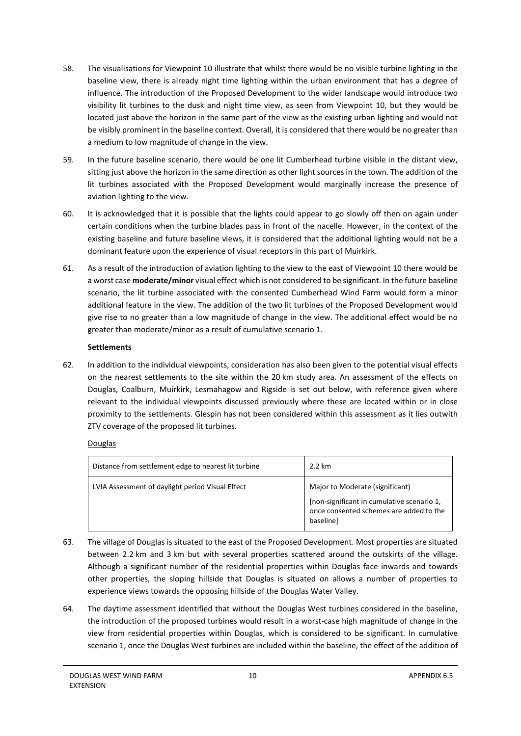58. The visualisations for Viewpoint 10 illustrate that whilst there would be no visible turbine lighting in the baseline view, there is already night time lighting within the urban environment that has a degree of influence. The introduction of the Proposed Development to the wider landscape would introduce two visibility lit turbines to the dusk and night time view, as seen from Viewpoint 10, but they would be located just above the horizon in the same part of the view as the existing urban lighting and would not be visibly prominent in the baseline context. Overall, it is considered that there would be no greater than a medium to low magnitude of change in the view.

59. In the future baseline scenario, there would be one lit Cumberhead turbine visible in the distant view, sitting just above the horizon in the same direction as other light sources in the town. The addition of the lit turbines associated with the Proposed Development would marginally increase the presence of aviation lighting to the view.

60. It is acknowledged that it is possible that the lights could appear to go slowly off then on again under certain conditions when the turbine blades pass in front of the nacelle. However, in the context of the existing baseline and future baseline views, it is considered that the additional lighting would not be a dominant feature upon the experience of visual receptors in this part of Muirkirk.

61. As a result of the introduction of aviation lighting to the view to the east of Viewpoint 10 there would be a worst case **moderate/minor** visual effect which is not considered to be significant. In the future baseline scenario, the lit turbine associated with the consented Cumberhead Wind Farm would form a minor additional feature in the view. The addition of the two lit turbines of the Proposed Development would give rise to no greater than a low magnitude of change in the view. The additional effect would be no greater than moderate/minor as a result of cumulative scenario 1.

**Settlements**

62. In addition to the individual viewpoints, consideration has also been given to the potential visual effects on the nearest settlements to the site within the 20 km study area. An assessment of the effects on Douglas, Coalburn, Muirkirk, Lesmahagow and Rigside is set out below, with reference given where relevant to the individual viewpoints discussed previously where these are located within or in close proximity to the settlements. Glespin has not been considered within this assessment as it lies outwith ZTV coverage of the proposed lit turbines.

Douglas

| Distance from settlement edge to nearest lit turbine | 2.2 km |
|---|---|
| LVIA Assessment of daylight period Visual Effect | Major to Moderate (significant)<br><br>[non-significant in cumulative scenario 1, once consented schemes are added to the baseline] |

63. The village of Douglas is situated to the east of the Proposed Development. Most properties are situated between 2.2 km and 3 km but with several properties scattered around the outskirts of the village. Although a significant number of the residential properties within Douglas face inwards and towards other properties, the sloping hillside that Douglas is situated on allows a number of properties to experience views towards the opposing hillside of the Douglas Water Valley.

64. The daytime assessment identified that without the Douglas West turbines considered in the baseline, the introduction of the proposed turbines would result in a worst-case high magnitude of change in the view from residential properties within Douglas, which is considered to be significant. In cumulative scenario 1, once the Douglas West turbines are included within the baseline, the effect of the addition of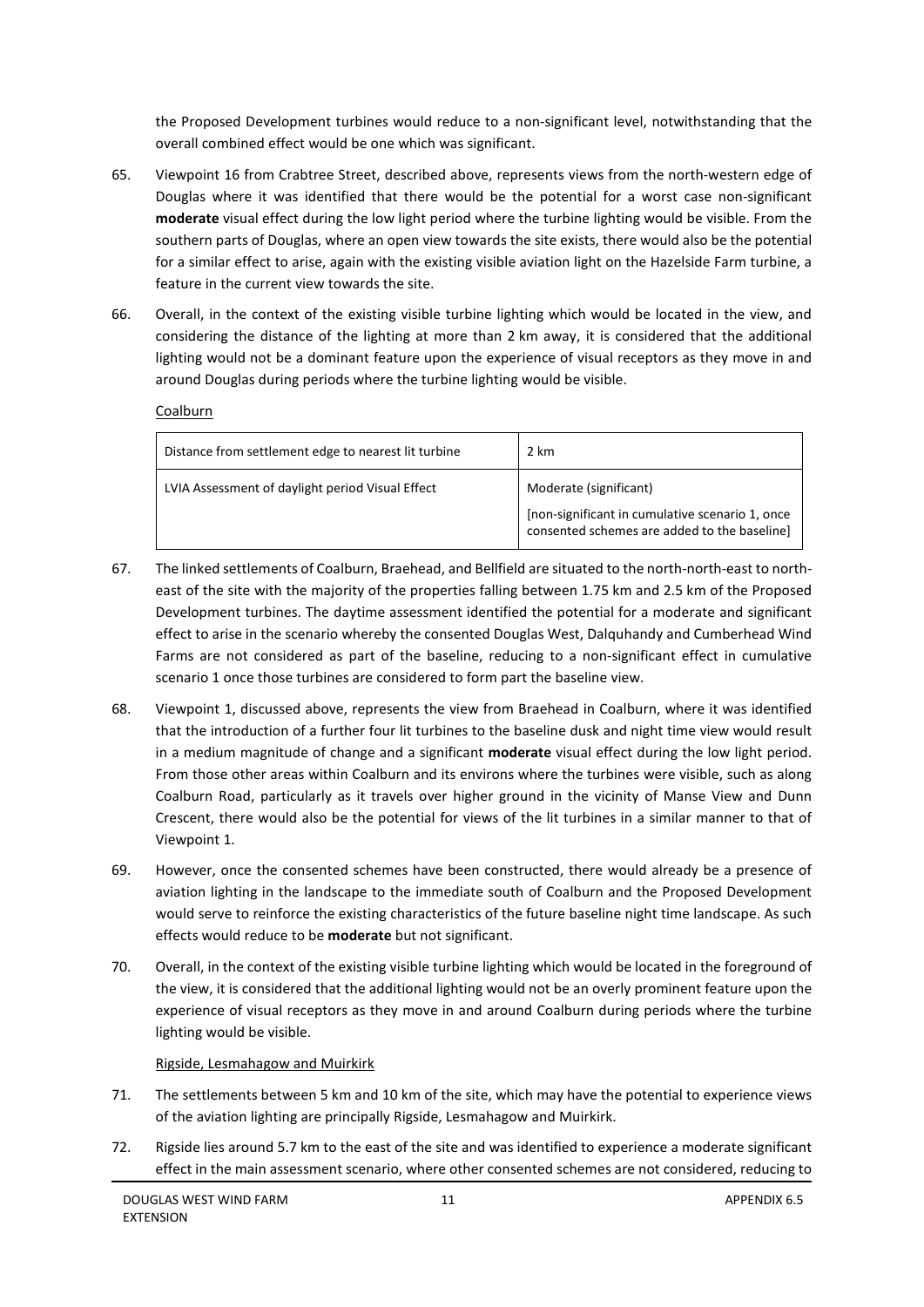the Proposed Development turbines would reduce to a non-significant level, notwithstanding that the overall combined effect would be one which was significant.

65. Viewpoint 16 from Crabtree Street, described above, represents views from the north-western edge of Douglas where it was identified that there would be the potential for a worst case non-significant **moderate** visual effect during the low light period where the turbine lighting would be visible. From the southern parts of Douglas, where an open view towards the site exists, there would also be the potential for a similar effect to arise, again with the existing visible aviation light on the Hazelside Farm turbine, a feature in the current view towards the site.

66. Overall, in the context of the existing visible turbine lighting which would be located in the view, and considering the distance of the lighting at more than 2 km away, it is considered that the additional lighting would not be a dominant feature upon the experience of visual receptors as they move in and around Douglas during periods where the turbine lighting would be visible.

Coalburn

| Distance from settlement edge to nearest lit turbine | 2 km |
|---|---|
| LVIA Assessment of daylight period Visual Effect | Moderate (significant)<br>[non-significant in cumulative scenario 1, once consented schemes are added to the baseline] |

67. The linked settlements of Coalburn, Braehead, and Bellfield are situated to the north-north-east to north-east of the site with the majority of the properties falling between 1.75 km and 2.5 km of the Proposed Development turbines. The daytime assessment identified the potential for a moderate and significant effect to arise in the scenario whereby the consented Douglas West, Dalquhandy and Cumberhead Wind Farms are not considered as part of the baseline, reducing to a non-significant effect in cumulative scenario 1 once those turbines are considered to form part the baseline view.

68. Viewpoint 1, discussed above, represents the view from Braehead in Coalburn, where it was identified that the introduction of a further four lit turbines to the baseline dusk and night time view would result in a medium magnitude of change and a significant **moderate** visual effect during the low light period. From those other areas within Coalburn and its environs where the turbines were visible, such as along Coalburn Road, particularly as it travels over higher ground in the vicinity of Manse View and Dunn Crescent, there would also be the potential for views of the lit turbines in a similar manner to that of Viewpoint 1.

69. However, once the consented schemes have been constructed, there would already be a presence of aviation lighting in the landscape to the immediate south of Coalburn and the Proposed Development would serve to reinforce the existing characteristics of the future baseline night time landscape. As such effects would reduce to be **moderate** but not significant.

70. Overall, in the context of the existing visible turbine lighting which would be located in the foreground of the view, it is considered that the additional lighting would not be an overly prominent feature upon the experience of visual receptors as they move in and around Coalburn during periods where the turbine lighting would be visible.

Rigside, Lesmahagow and Muirkirk

71. The settlements between 5 km and 10 km of the site, which may have the potential to experience views of the aviation lighting are principally Rigside, Lesmahagow and Muirkirk.

72. Rigside lies around 5.7 km to the east of the site and was identified to experience a moderate significant effect in the main assessment scenario, where other consented schemes are not considered, reducing to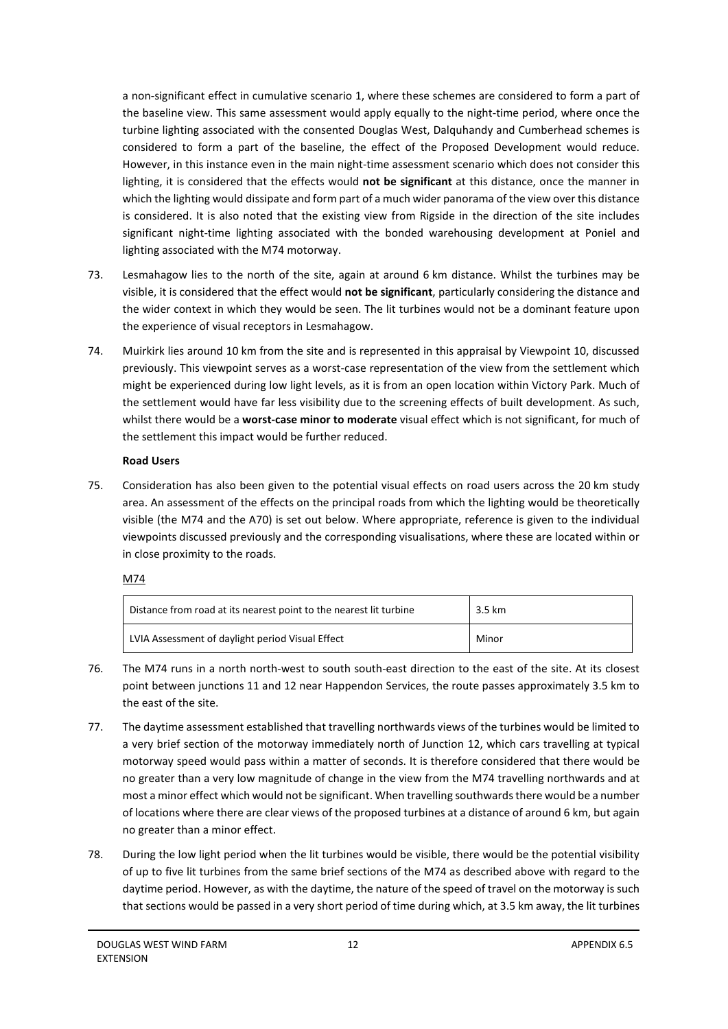a non-significant effect in cumulative scenario 1, where these schemes are considered to form a part of the baseline view. This same assessment would apply equally to the night-time period, where once the turbine lighting associated with the consented Douglas West, Dalquhandy and Cumberhead schemes is considered to form a part of the baseline, the effect of the Proposed Development would reduce. However, in this instance even in the main night-time assessment scenario which does not consider this lighting, it is considered that the effects would **not be significant** at this distance, once the manner in which the lighting would dissipate and form part of a much wider panorama of the view over this distance is considered. It is also noted that the existing view from Rigside in the direction of the site includes significant night-time lighting associated with the bonded warehousing development at Poniel and lighting associated with the M74 motorway.

73. Lesmahagow lies to the north of the site, again at around 6 km distance. Whilst the turbines may be visible, it is considered that the effect would **not be significant**, particularly considering the distance and the wider context in which they would be seen. The lit turbines would not be a dominant feature upon the experience of visual receptors in Lesmahagow.

74. Muirkirk lies around 10 km from the site and is represented in this appraisal by Viewpoint 10, discussed previously. This viewpoint serves as a worst-case representation of the view from the settlement which might be experienced during low light levels, as it is from an open location within Victory Park. Much of the settlement would have far less visibility due to the screening effects of built development. As such, whilst there would be a **worst-case minor to moderate** visual effect which is not significant, for much of the settlement this impact would be further reduced.

**Road Users**

75. Consideration has also been given to the potential visual effects on road users across the 20 km study area. An assessment of the effects on the principal roads from which the lighting would be theoretically visible (the M74 and the A70) is set out below. Where appropriate, reference is given to the individual viewpoints discussed previously and the corresponding visualisations, where these are located within or in close proximity to the roads.

M74

| Distance from road at its nearest point to the nearest lit turbine | 3.5 km |
|---|---|
| LVIA Assessment of daylight period Visual Effect | Minor |

76. The M74 runs in a north north-west to south south-east direction to the east of the site. At its closest point between junctions 11 and 12 near Happendon Services, the route passes approximately 3.5 km to the east of the site.

77. The daytime assessment established that travelling northwards views of the turbines would be limited to a very brief section of the motorway immediately north of Junction 12, which cars travelling at typical motorway speed would pass within a matter of seconds. It is therefore considered that there would be no greater than a very low magnitude of change in the view from the M74 travelling northwards and at most a minor effect which would not be significant. When travelling southwards there would be a number of locations where there are clear views of the proposed turbines at a distance of around 6 km, but again no greater than a minor effect.

78. During the low light period when the lit turbines would be visible, there would be the potential visibility of up to five lit turbines from the same brief sections of the M74 as described above with regard to the daytime period. However, as with the daytime, the nature of the speed of travel on the motorway is such that sections would be passed in a very short period of time during which, at 3.5 km away, the lit turbines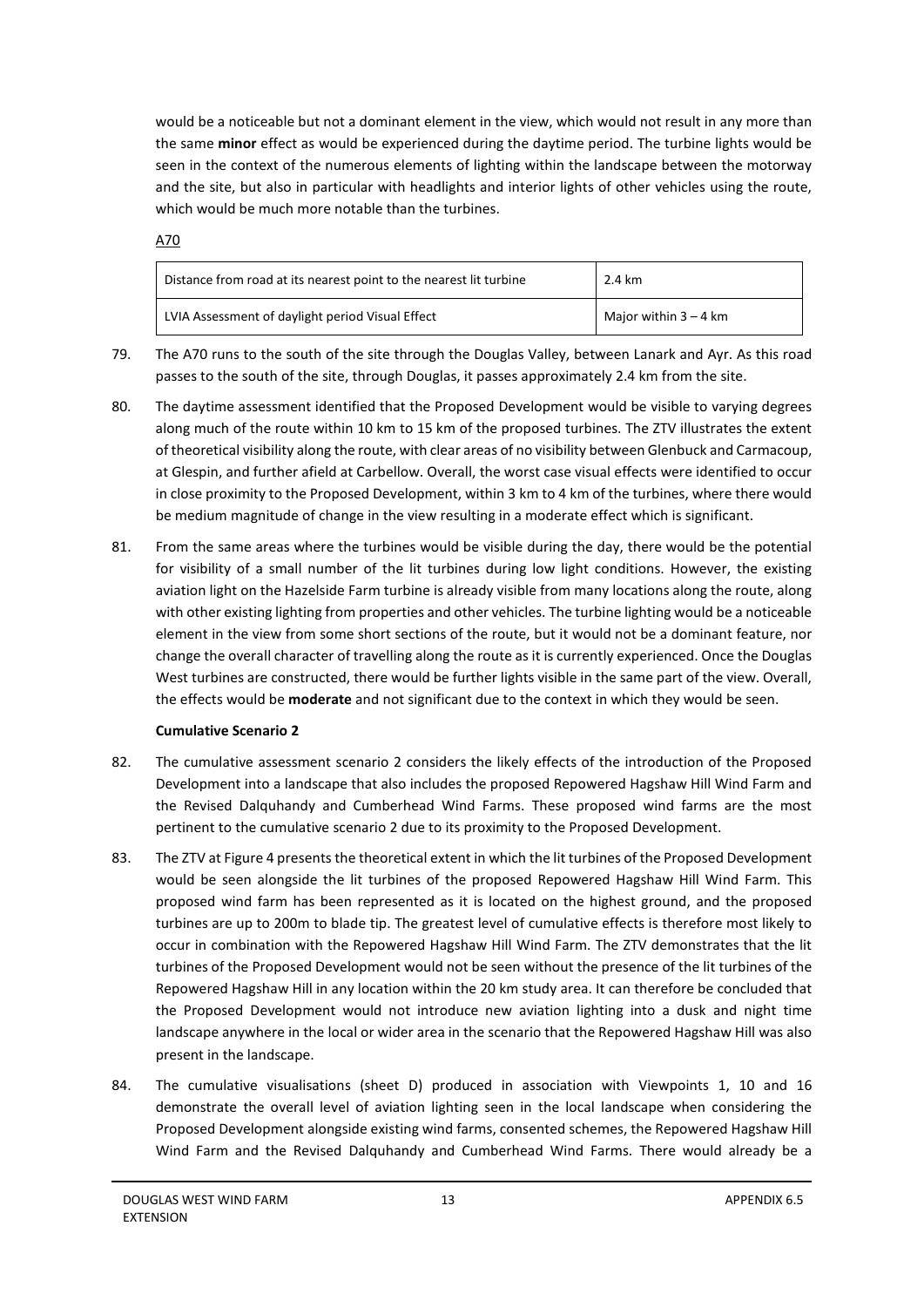would be a noticeable but not a dominant element in the view, which would not result in any more than the same **minor** effect as would be experienced during the daytime period. The turbine lights would be seen in the context of the numerous elements of lighting within the landscape between the motorway and the site, but also in particular with headlights and interior lights of other vehicles using the route, which would be much more notable than the turbines.

A70

| Distance from road at its nearest point to the nearest lit turbine | 2.4 km |
|---|---|
| LVIA Assessment of daylight period Visual Effect | Major within 3 – 4 km |

79. The A70 runs to the south of the site through the Douglas Valley, between Lanark and Ayr. As this road passes to the south of the site, through Douglas, it passes approximately 2.4 km from the site.

80. The daytime assessment identified that the Proposed Development would be visible to varying degrees along much of the route within 10 km to 15 km of the proposed turbines. The ZTV illustrates the extent of theoretical visibility along the route, with clear areas of no visibility between Glenbuck and Carmacoup, at Glespin, and further afield at Carbellow. Overall, the worst case visual effects were identified to occur in close proximity to the Proposed Development, within 3 km to 4 km of the turbines, where there would be medium magnitude of change in the view resulting in a moderate effect which is significant.

81. From the same areas where the turbines would be visible during the day, there would be the potential for visibility of a small number of the lit turbines during low light conditions. However, the existing aviation light on the Hazelside Farm turbine is already visible from many locations along the route, along with other existing lighting from properties and other vehicles. The turbine lighting would be a noticeable element in the view from some short sections of the route, but it would not be a dominant feature, nor change the overall character of travelling along the route as it is currently experienced. Once the Douglas West turbines are constructed, there would be further lights visible in the same part of the view. Overall, the effects would be **moderate** and not significant due to the context in which they would be seen.

**Cumulative Scenario 2**

82. The cumulative assessment scenario 2 considers the likely effects of the introduction of the Proposed Development into a landscape that also includes the proposed Repowered Hagshaw Hill Wind Farm and the Revised Dalquhandy and Cumberhead Wind Farms. These proposed wind farms are the most pertinent to the cumulative scenario 2 due to its proximity to the Proposed Development.

83. The ZTV at Figure 4 presents the theoretical extent in which the lit turbines of the Proposed Development would be seen alongside the lit turbines of the proposed Repowered Hagshaw Hill Wind Farm. This proposed wind farm has been represented as it is located on the highest ground, and the proposed turbines are up to 200m to blade tip. The greatest level of cumulative effects is therefore most likely to occur in combination with the Repowered Hagshaw Hill Wind Farm. The ZTV demonstrates that the lit turbines of the Proposed Development would not be seen without the presence of the lit turbines of the Repowered Hagshaw Hill in any location within the 20 km study area. It can therefore be concluded that the Proposed Development would not introduce new aviation lighting into a dusk and night time landscape anywhere in the local or wider area in the scenario that the Repowered Hagshaw Hill was also present in the landscape.

84. The cumulative visualisations (sheet D) produced in association with Viewpoints 1, 10 and 16 demonstrate the overall level of aviation lighting seen in the local landscape when considering the Proposed Development alongside existing wind farms, consented schemes, the Repowered Hagshaw Hill Wind Farm and the Revised Dalquhandy and Cumberhead Wind Farms. There would already be a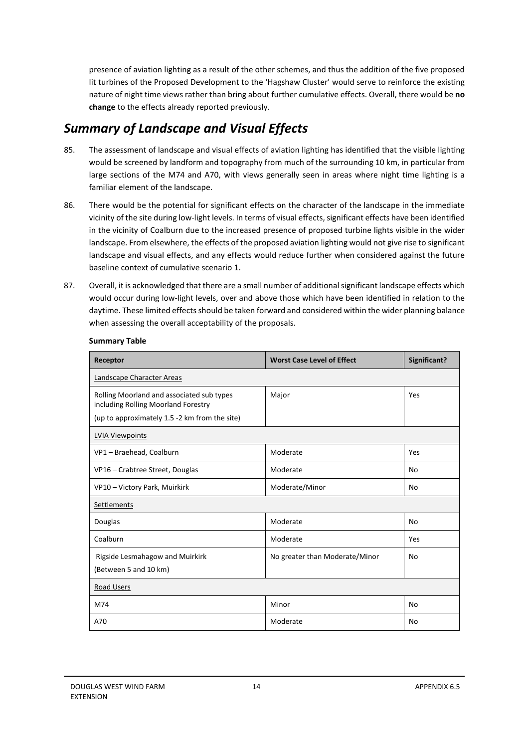presence of aviation lighting as a result of the other schemes, and thus the addition of the five proposed lit turbines of the Proposed Development to the 'Hagshaw Cluster' would serve to reinforce the existing nature of night time views rather than bring about further cumulative effects. Overall, there would be **no change** to the effects already reported previously.

## *Summary of Landscape and Visual Effects*

85. The assessment of landscape and visual effects of aviation lighting has identified that the visible lighting would be screened by landform and topography from much of the surrounding 10 km, in particular from large sections of the M74 and A70, with views generally seen in areas where night time lighting is a familiar element of the landscape.

86. There would be the potential for significant effects on the character of the landscape in the immediate vicinity of the site during low-light levels. In terms of visual effects, significant effects have been identified in the vicinity of Coalburn due to the increased presence of proposed turbine lights visible in the wider landscape. From elsewhere, the effects of the proposed aviation lighting would not give rise to significant landscape and visual effects, and any effects would reduce further when considered against the future baseline context of cumulative scenario 1.

87. Overall, it is acknowledged that there are a small number of additional significant landscape effects which would occur during low-light levels, over and above those which have been identified in relation to the daytime. These limited effects should be taken forward and considered within the wider planning balance when assessing the overall acceptability of the proposals.

**Summary Table**

| Receptor | Worst Case Level of Effect | Significant? |
|---|---|---|
| Landscape Character Areas | | |
| Rolling Moorland and associated sub types including Rolling Moorland Forestry<br>(up to approximately 1.5 -2 km from the site) | Major | Yes |
| LVIA Viewpoints | | |
| VP1 – Braehead, Coalburn | Moderate | Yes |
| VP16 – Crabtree Street, Douglas | Moderate | No |
| VP10 – Victory Park, Muirkirk | Moderate/Minor | No |
| Settlements | | |
| Douglas | Moderate | No |
| Coalburn | Moderate | Yes |
| Rigside Lesmahagow and Muirkirk<br>(Between 5 and 10 km) | No greater than Moderate/Minor | No |
| Road Users | | |
| M74 | Minor | No |
| A70 | Moderate | No |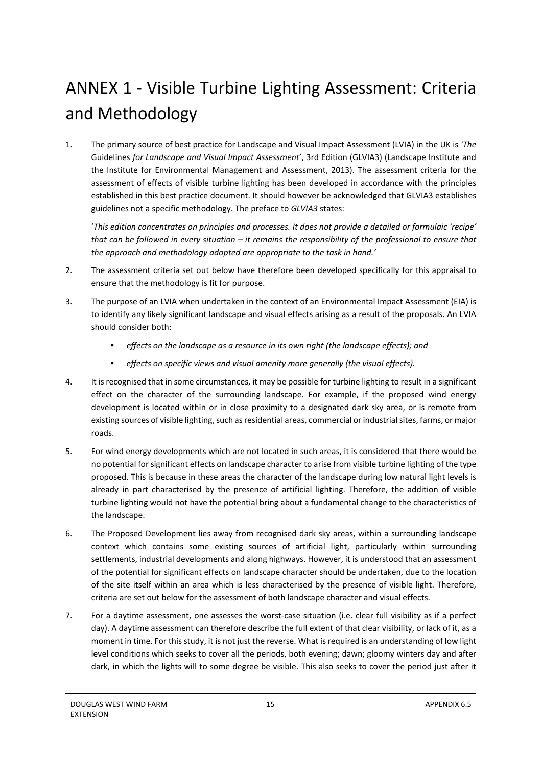# ANNEX 1 - Visible Turbine Lighting Assessment: Criteria and Methodology

1. The primary source of best practice for Landscape and Visual Impact Assessment (LVIA) in the UK is *'The* Guidelines *for Landscape and Visual Impact Assessment*', 3rd Edition (GLVIA3) (Landscape Institute and the Institute for Environmental Management and Assessment, 2013). The assessment criteria for the assessment of effects of visible turbine lighting has been developed in accordance with the principles established in this best practice document. It should however be acknowledged that GLVIA3 establishes guidelines not a specific methodology. The preface to *GLVIA3* states:

   '*This edition concentrates on principles and processes. It does not provide a detailed or formulaic 'recipe' that can be followed in every situation – it remains the responsibility of the professional to ensure that the approach and methodology adopted are appropriate to the task in hand.'*

2. The assessment criteria set out below have therefore been developed specifically for this appraisal to ensure that the methodology is fit for purpose.

3. The purpose of an LVIA when undertaken in the context of an Environmental Impact Assessment (EIA) is to identify any likely significant landscape and visual effects arising as a result of the proposals. An LVIA should consider both:

   - *effects on the landscape as a resource in its own right (the landscape effects); and*
   - *effects on specific views and visual amenity more generally (the visual effects).*

4. It is recognised that in some circumstances, it may be possible for turbine lighting to result in a significant effect on the character of the surrounding landscape. For example, if the proposed wind energy development is located within or in close proximity to a designated dark sky area, or is remote from existing sources of visible lighting, such as residential areas, commercial or industrial sites, farms, or major roads.

5. For wind energy developments which are not located in such areas, it is considered that there would be no potential for significant effects on landscape character to arise from visible turbine lighting of the type proposed. This is because in these areas the character of the landscape during low natural light levels is already in part characterised by the presence of artificial lighting. Therefore, the addition of visible turbine lighting would not have the potential bring about a fundamental change to the characteristics of the landscape.

6. The Proposed Development lies away from recognised dark sky areas, within a surrounding landscape context which contains some existing sources of artificial light, particularly within surrounding settlements, industrial developments and along highways. However, it is understood that an assessment of the potential for significant effects on landscape character should be undertaken, due to the location of the site itself within an area which is less characterised by the presence of visible light. Therefore, criteria are set out below for the assessment of both landscape character and visual effects.

7. For a daytime assessment, one assesses the worst-case situation (i.e. clear full visibility as if a perfect day). A daytime assessment can therefore describe the full extent of that clear visibility, or lack of it, as a moment in time. For this study, it is not just the reverse. What is required is an understanding of low light level conditions which seeks to cover all the periods, both evening; dawn; gloomy winters day and after dark, in which the lights will to some degree be visible. This also seeks to cover the period just after it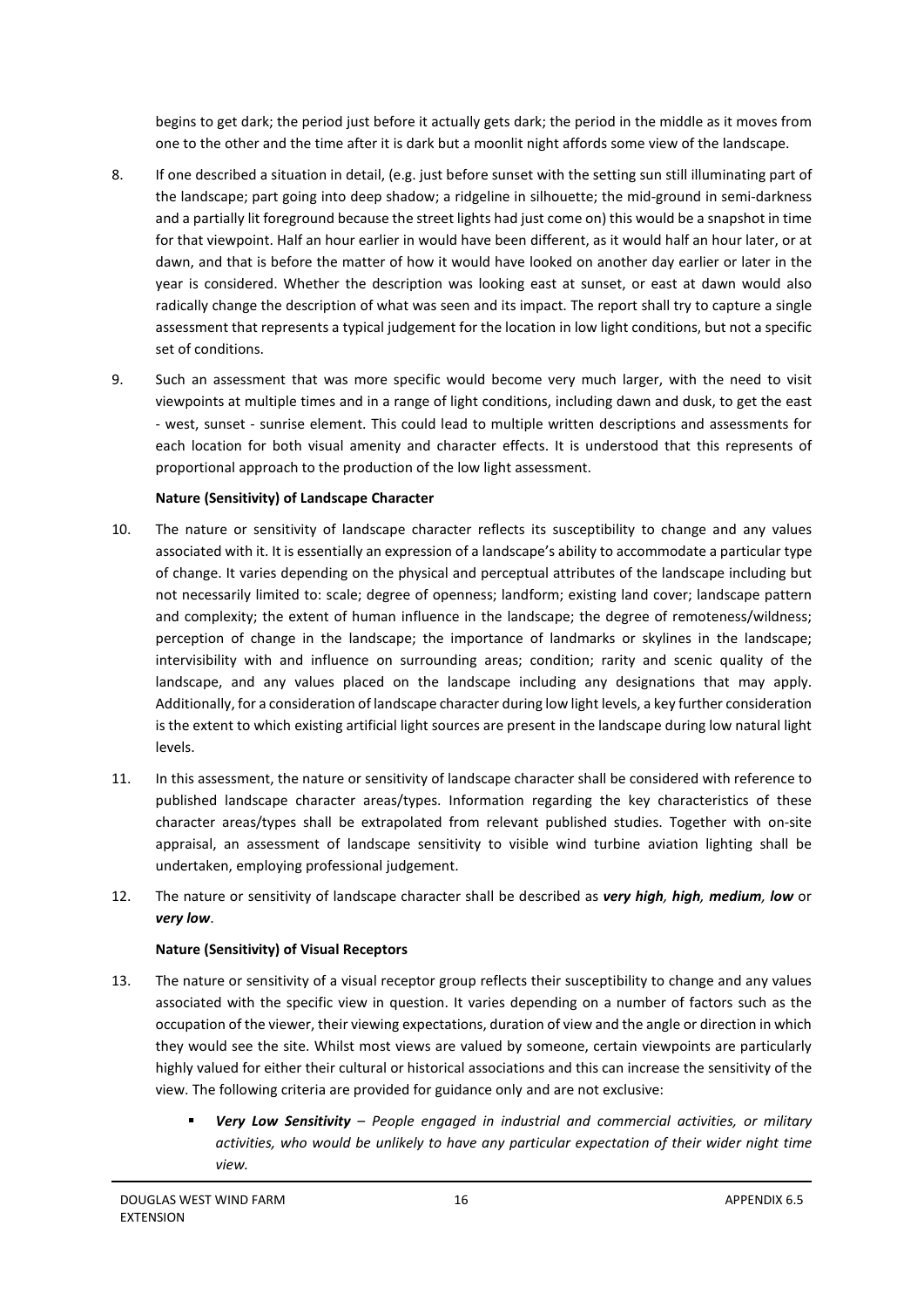begins to get dark; the period just before it actually gets dark; the period in the middle as it moves from one to the other and the time after it is dark but a moonlit night affords some view of the landscape.

8. If one described a situation in detail, (e.g. just before sunset with the setting sun still illuminating part of the landscape; part going into deep shadow; a ridgeline in silhouette; the mid-ground in semi-darkness and a partially lit foreground because the street lights had just come on) this would be a snapshot in time for that viewpoint. Half an hour earlier in would have been different, as it would half an hour later, or at dawn, and that is before the matter of how it would have looked on another day earlier or later in the year is considered. Whether the description was looking east at sunset, or east at dawn would also radically change the description of what was seen and its impact. The report shall try to capture a single assessment that represents a typical judgement for the location in low light conditions, but not a specific set of conditions.

9. Such an assessment that was more specific would become very much larger, with the need to visit viewpoints at multiple times and in a range of light conditions, including dawn and dusk, to get the east - west, sunset - sunrise element. This could lead to multiple written descriptions and assessments for each location for both visual amenity and character effects. It is understood that this represents of proportional approach to the production of the low light assessment.

**Nature (Sensitivity) of Landscape Character**

10. The nature or sensitivity of landscape character reflects its susceptibility to change and any values associated with it. It is essentially an expression of a landscape's ability to accommodate a particular type of change. It varies depending on the physical and perceptual attributes of the landscape including but not necessarily limited to: scale; degree of openness; landform; existing land cover; landscape pattern and complexity; the extent of human influence in the landscape; the degree of remoteness/wildness; perception of change in the landscape; the importance of landmarks or skylines in the landscape; intervisibility with and influence on surrounding areas; condition; rarity and scenic quality of the landscape, and any values placed on the landscape including any designations that may apply. Additionally, for a consideration of landscape character during low light levels, a key further consideration is the extent to which existing artificial light sources are present in the landscape during low natural light levels.

11. In this assessment, the nature or sensitivity of landscape character shall be considered with reference to published landscape character areas/types. Information regarding the key characteristics of these character areas/types shall be extrapolated from relevant published studies. Together with on-site appraisal, an assessment of landscape sensitivity to visible wind turbine aviation lighting shall be undertaken, employing professional judgement.

12. The nature or sensitivity of landscape character shall be described as ***very high, high, medium, low*** or ***very low***.

**Nature (Sensitivity) of Visual Receptors**

13. The nature or sensitivity of a visual receptor group reflects their susceptibility to change and any values associated with the specific view in question. It varies depending on a number of factors such as the occupation of the viewer, their viewing expectations, duration of view and the angle or direction in which they would see the site. Whilst most views are valued by someone, certain viewpoints are particularly highly valued for either their cultural or historical associations and this can increase the sensitivity of the view. The following criteria are provided for guidance only and are not exclusive:

    - ***Very Low Sensitivity*** – *People engaged in industrial and commercial activities, or military activities, who would be unlikely to have any particular expectation of their wider night time view.*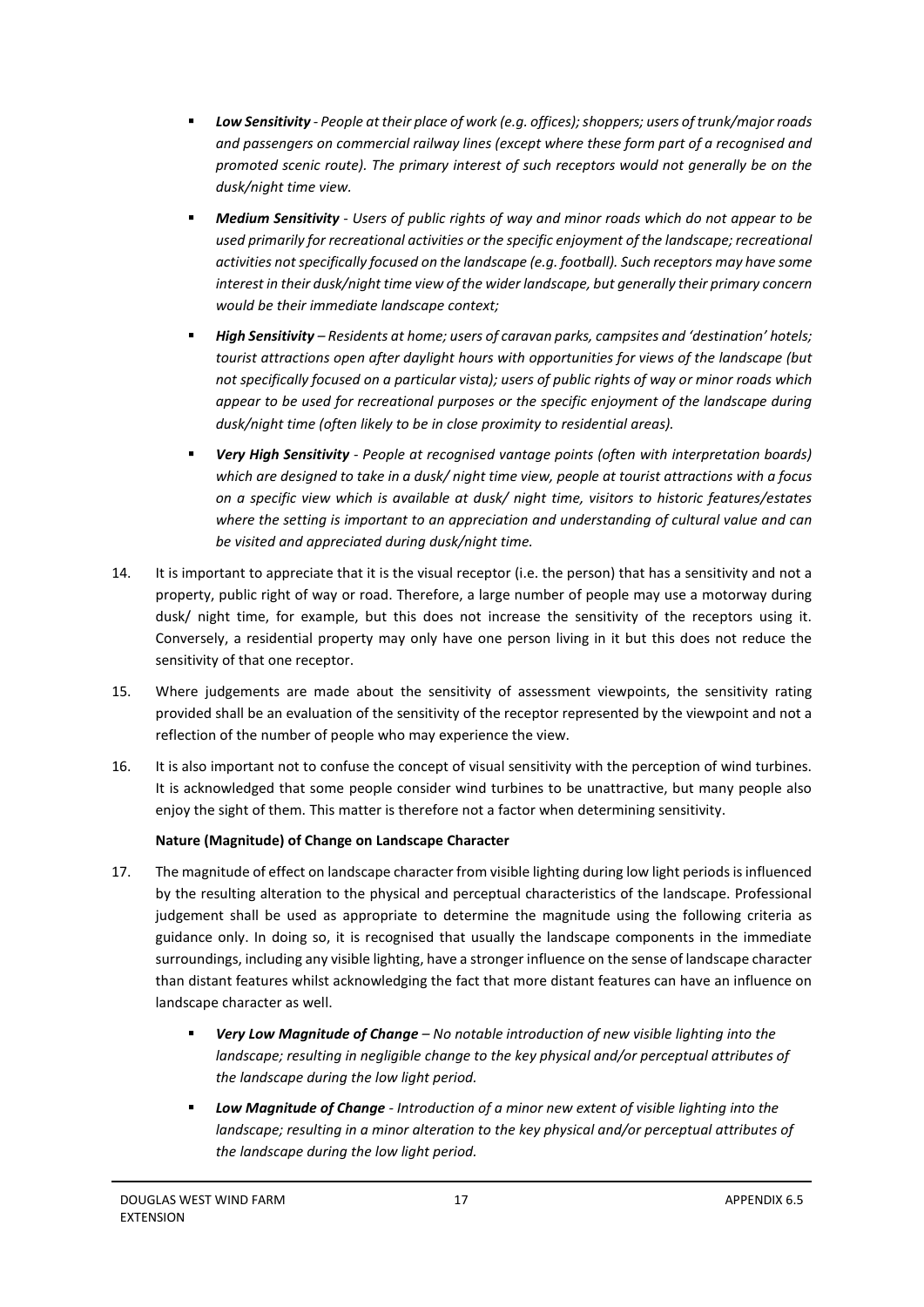- ***Low Sensitivity*** *- People at their place of work (e.g. offices); shoppers; users of trunk/major roads and passengers on commercial railway lines (except where these form part of a recognised and promoted scenic route). The primary interest of such receptors would not generally be on the dusk/night time view.*
- ***Medium Sensitivity*** *- Users of public rights of way and minor roads which do not appear to be used primarily for recreational activities or the specific enjoyment of the landscape; recreational activities not specifically focused on the landscape (e.g. football). Such receptors may have some interest in their dusk/night time view of the wider landscape, but generally their primary concern would be their immediate landscape context;*
- ***High Sensitivity*** *– Residents at home; users of caravan parks, campsites and 'destination' hotels; tourist attractions open after daylight hours with opportunities for views of the landscape (but not specifically focused on a particular vista); users of public rights of way or minor roads which appear to be used for recreational purposes or the specific enjoyment of the landscape during dusk/night time (often likely to be in close proximity to residential areas).*
- ***Very High Sensitivity*** *- People at recognised vantage points (often with interpretation boards) which are designed to take in a dusk/ night time view, people at tourist attractions with a focus on a specific view which is available at dusk/ night time, visitors to historic features/estates where the setting is important to an appreciation and understanding of cultural value and can be visited and appreciated during dusk/night time.*

14. It is important to appreciate that it is the visual receptor (i.e. the person) that has a sensitivity and not a property, public right of way or road. Therefore, a large number of people may use a motorway during dusk/ night time, for example, but this does not increase the sensitivity of the receptors using it. Conversely, a residential property may only have one person living in it but this does not reduce the sensitivity of that one receptor.

15. Where judgements are made about the sensitivity of assessment viewpoints, the sensitivity rating provided shall be an evaluation of the sensitivity of the receptor represented by the viewpoint and not a reflection of the number of people who may experience the view.

16. It is also important not to confuse the concept of visual sensitivity with the perception of wind turbines. It is acknowledged that some people consider wind turbines to be unattractive, but many people also enjoy the sight of them. This matter is therefore not a factor when determining sensitivity.

**Nature (Magnitude) of Change on Landscape Character**

17. The magnitude of effect on landscape character from visible lighting during low light periods is influenced by the resulting alteration to the physical and perceptual characteristics of the landscape. Professional judgement shall be used as appropriate to determine the magnitude using the following criteria as guidance only. In doing so, it is recognised that usually the landscape components in the immediate surroundings, including any visible lighting, have a stronger influence on the sense of landscape character than distant features whilst acknowledging the fact that more distant features can have an influence on landscape character as well.

- ***Very Low Magnitude of Change*** *– No notable introduction of new visible lighting into the landscape; resulting in negligible change to the key physical and/or perceptual attributes of the landscape during the low light period.*
- ***Low Magnitude of Change*** *- Introduction of a minor new extent of visible lighting into the landscape; resulting in a minor alteration to the key physical and/or perceptual attributes of the landscape during the low light period.*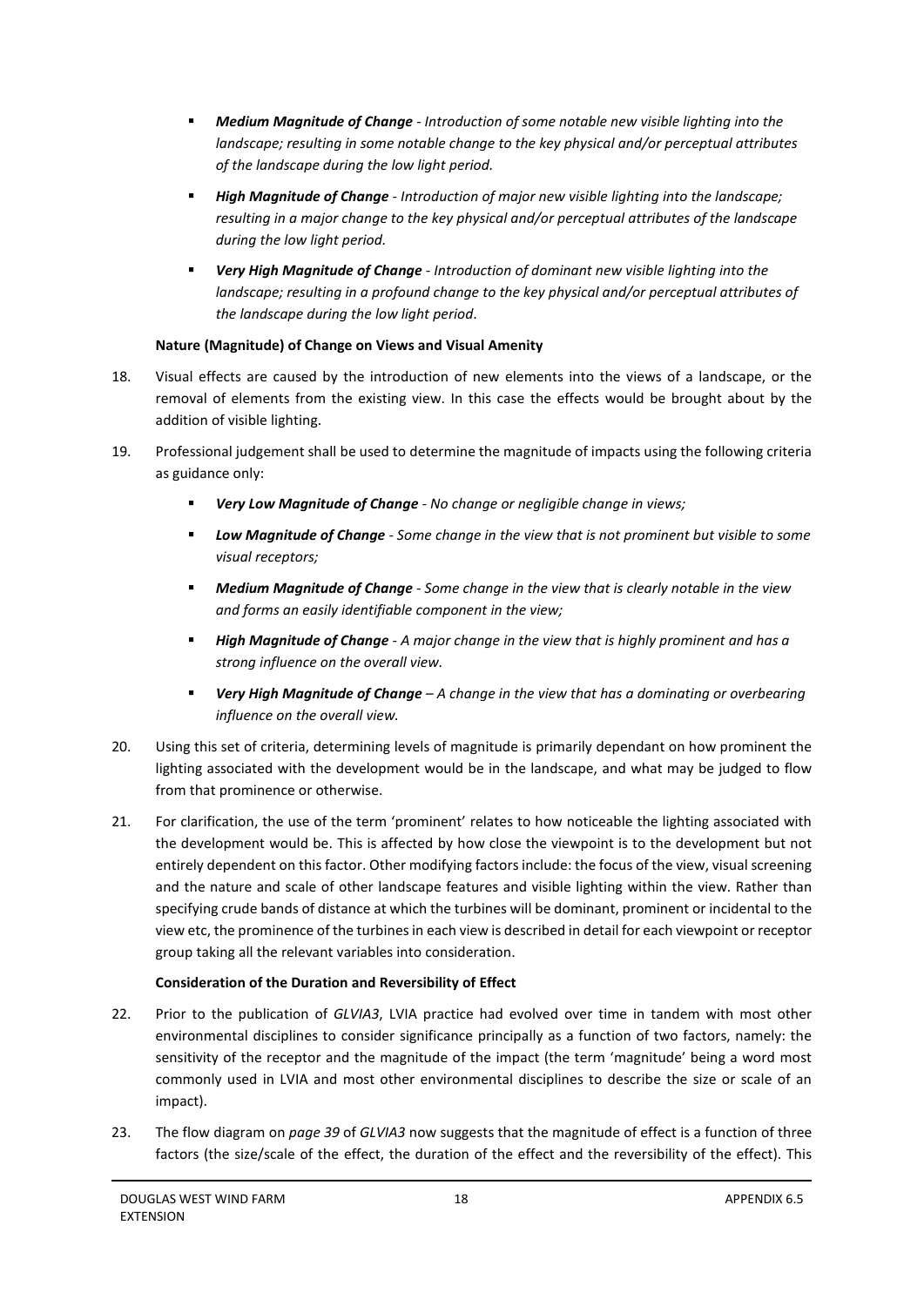- ***Medium Magnitude of Change*** *- Introduction of some notable new visible lighting into the landscape; resulting in some notable change to the key physical and/or perceptual attributes of the landscape during the low light period.*
- ***High Magnitude of Change*** *- Introduction of major new visible lighting into the landscape; resulting in a major change to the key physical and/or perceptual attributes of the landscape during the low light period.*
- ***Very High Magnitude of Change*** *- Introduction of dominant new visible lighting into the landscape; resulting in a profound change to the key physical and/or perceptual attributes of the landscape during the low light period.*

**Nature (Magnitude) of Change on Views and Visual Amenity**

18. Visual effects are caused by the introduction of new elements into the views of a landscape, or the removal of elements from the existing view. In this case the effects would be brought about by the addition of visible lighting.

19. Professional judgement shall be used to determine the magnitude of impacts using the following criteria as guidance only:

    - ***Very Low Magnitude of Change*** *- No change or negligible change in views;*
    - ***Low Magnitude of Change*** *- Some change in the view that is not prominent but visible to some visual receptors;*
    - ***Medium Magnitude of Change*** *- Some change in the view that is clearly notable in the view and forms an easily identifiable component in the view;*
    - ***High Magnitude of Change*** *- A major change in the view that is highly prominent and has a strong influence on the overall view.*
    - ***Very High Magnitude of Change*** *– A change in the view that has a dominating or overbearing influence on the overall view.*

20. Using this set of criteria, determining levels of magnitude is primarily dependant on how prominent the lighting associated with the development would be in the landscape, and what may be judged to flow from that prominence or otherwise.

21. For clarification, the use of the term 'prominent' relates to how noticeable the lighting associated with the development would be. This is affected by how close the viewpoint is to the development but not entirely dependent on this factor. Other modifying factors include: the focus of the view, visual screening and the nature and scale of other landscape features and visible lighting within the view. Rather than specifying crude bands of distance at which the turbines will be dominant, prominent or incidental to the view etc, the prominence of the turbines in each view is described in detail for each viewpoint or receptor group taking all the relevant variables into consideration.

**Consideration of the Duration and Reversibility of Effect**

22. Prior to the publication of *GLVIA3*, LVIA practice had evolved over time in tandem with most other environmental disciplines to consider significance principally as a function of two factors, namely: the sensitivity of the receptor and the magnitude of the impact (the term 'magnitude' being a word most commonly used in LVIA and most other environmental disciplines to describe the size or scale of an impact).

23. The flow diagram on *page 39* of *GLVIA3* now suggests that the magnitude of effect is a function of three factors (the size/scale of the effect, the duration of the effect and the reversibility of the effect). This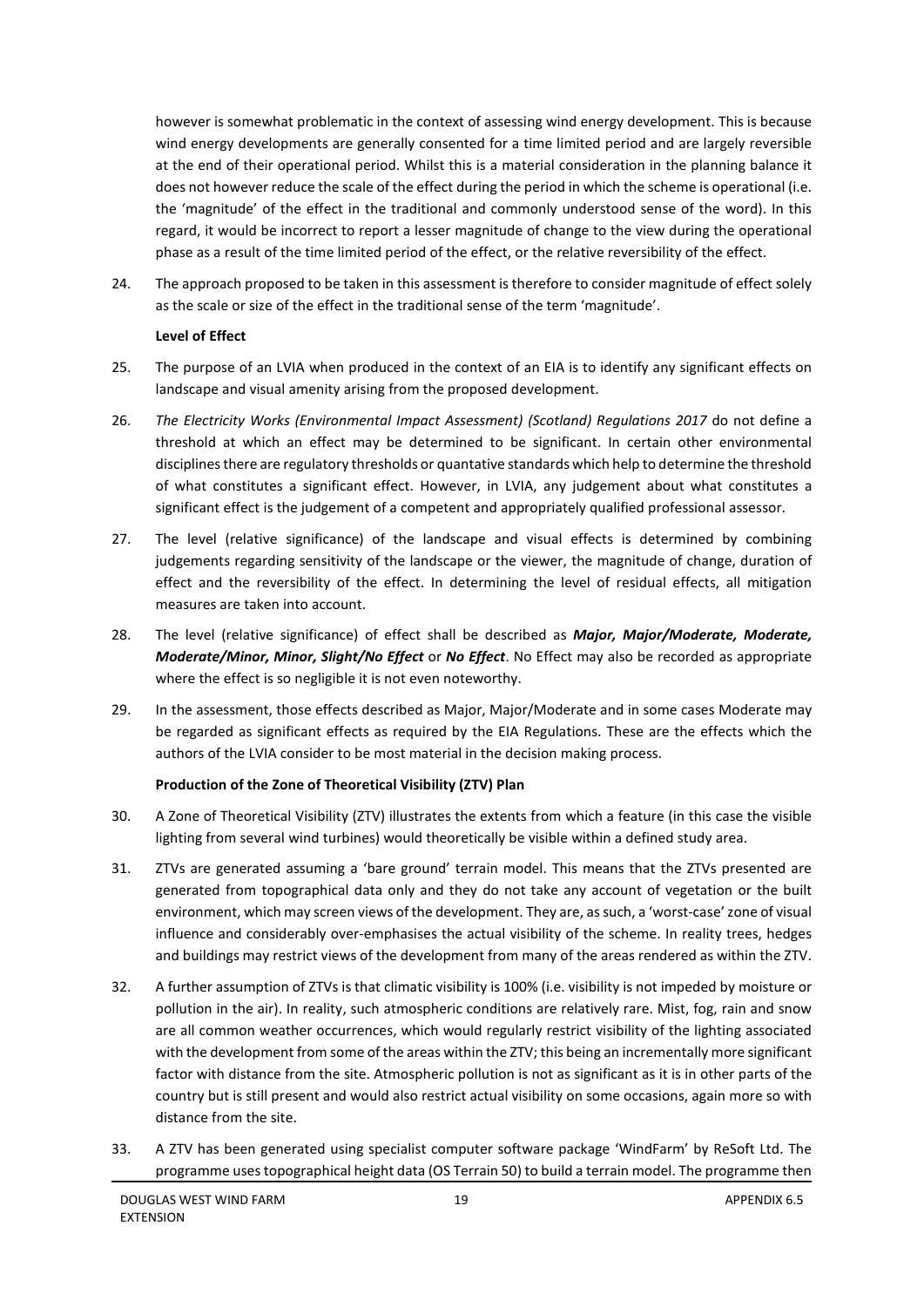however is somewhat problematic in the context of assessing wind energy development. This is because wind energy developments are generally consented for a time limited period and are largely reversible at the end of their operational period. Whilst this is a material consideration in the planning balance it does not however reduce the scale of the effect during the period in which the scheme is operational (i.e. the 'magnitude' of the effect in the traditional and commonly understood sense of the word). In this regard, it would be incorrect to report a lesser magnitude of change to the view during the operational phase as a result of the time limited period of the effect, or the relative reversibility of the effect.

24. The approach proposed to be taken in this assessment is therefore to consider magnitude of effect solely as the scale or size of the effect in the traditional sense of the term 'magnitude'.

**Level of Effect**

25. The purpose of an LVIA when produced in the context of an EIA is to identify any significant effects on landscape and visual amenity arising from the proposed development.

26. *The Electricity Works (Environmental Impact Assessment) (Scotland) Regulations 2017* do not define a threshold at which an effect may be determined to be significant. In certain other environmental disciplines there are regulatory thresholds or quantative standards which help to determine the threshold of what constitutes a significant effect. However, in LVIA, any judgement about what constitutes a significant effect is the judgement of a competent and appropriately qualified professional assessor.

27. The level (relative significance) of the landscape and visual effects is determined by combining judgements regarding sensitivity of the landscape or the viewer, the magnitude of change, duration of effect and the reversibility of the effect. In determining the level of residual effects, all mitigation measures are taken into account.

28. The level (relative significance) of effect shall be described as ***Major, Major/Moderate, Moderate, Moderate/Minor, Minor, Slight/No Effect*** or ***No Effect***. No Effect may also be recorded as appropriate where the effect is so negligible it is not even noteworthy.

29. In the assessment, those effects described as Major, Major/Moderate and in some cases Moderate may be regarded as significant effects as required by the EIA Regulations. These are the effects which the authors of the LVIA consider to be most material in the decision making process.

**Production of the Zone of Theoretical Visibility (ZTV) Plan**

30. A Zone of Theoretical Visibility (ZTV) illustrates the extents from which a feature (in this case the visible lighting from several wind turbines) would theoretically be visible within a defined study area.

31. ZTVs are generated assuming a 'bare ground' terrain model. This means that the ZTVs presented are generated from topographical data only and they do not take any account of vegetation or the built environment, which may screen views of the development. They are, as such, a 'worst-case' zone of visual influence and considerably over-emphasises the actual visibility of the scheme. In reality trees, hedges and buildings may restrict views of the development from many of the areas rendered as within the ZTV.

32. A further assumption of ZTVs is that climatic visibility is 100% (i.e. visibility is not impeded by moisture or pollution in the air). In reality, such atmospheric conditions are relatively rare. Mist, fog, rain and snow are all common weather occurrences, which would regularly restrict visibility of the lighting associated with the development from some of the areas within the ZTV; this being an incrementally more significant factor with distance from the site. Atmospheric pollution is not as significant as it is in other parts of the country but is still present and would also restrict actual visibility on some occasions, again more so with distance from the site.

33. A ZTV has been generated using specialist computer software package 'WindFarm' by ReSoft Ltd. The programme uses topographical height data (OS Terrain 50) to build a terrain model. The programme then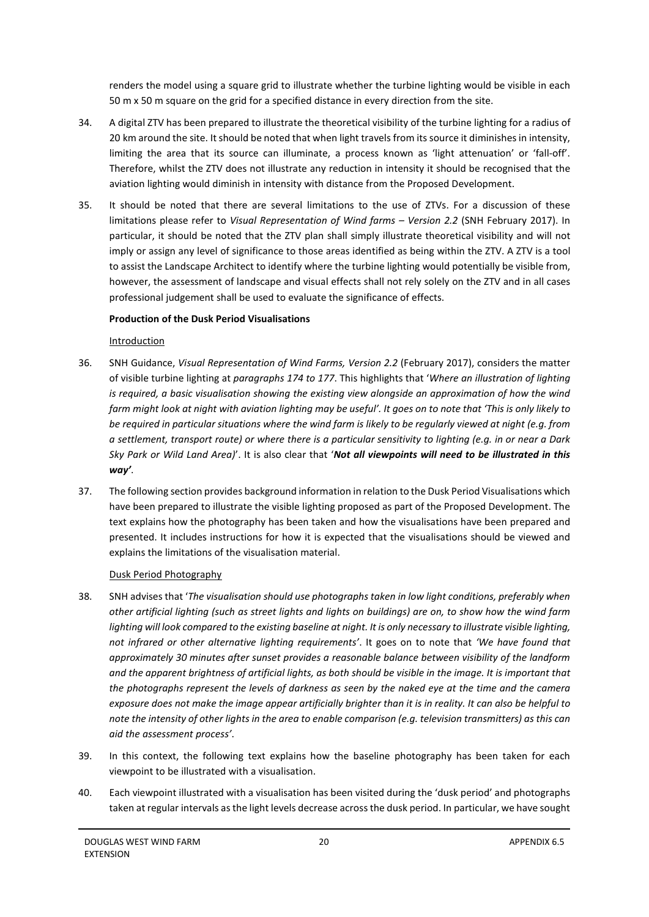renders the model using a square grid to illustrate whether the turbine lighting would be visible in each 50 m x 50 m square on the grid for a specified distance in every direction from the site.

34. A digital ZTV has been prepared to illustrate the theoretical visibility of the turbine lighting for a radius of 20 km around the site. It should be noted that when light travels from its source it diminishes in intensity, limiting the area that its source can illuminate, a process known as 'light attenuation' or 'fall-off'. Therefore, whilst the ZTV does not illustrate any reduction in intensity it should be recognised that the aviation lighting would diminish in intensity with distance from the Proposed Development.

35. It should be noted that there are several limitations to the use of ZTVs. For a discussion of these limitations please refer to *Visual Representation of Wind farms – Version 2.2* (SNH February 2017). In particular, it should be noted that the ZTV plan shall simply illustrate theoretical visibility and will not imply or assign any level of significance to those areas identified as being within the ZTV. A ZTV is a tool to assist the Landscape Architect to identify where the turbine lighting would potentially be visible from, however, the assessment of landscape and visual effects shall not rely solely on the ZTV and in all cases professional judgement shall be used to evaluate the significance of effects.

**Production of the Dusk Period Visualisations**

Introduction

36. SNH Guidance, *Visual Representation of Wind Farms, Version 2.2* (February 2017), considers the matter of visible turbine lighting at *paragraphs 174 to 177*. This highlights that '*Where an illustration of lighting is required, a basic visualisation showing the existing view alongside an approximation of how the wind farm might look at night with aviation lighting may be useful'. It goes on to note that 'This is only likely to be required in particular situations where the wind farm is likely to be regularly viewed at night (e.g. from a settlement, transport route) or where there is a particular sensitivity to lighting (e.g. in or near a Dark Sky Park or Wild Land Area)*'. It is also clear that '***Not all viewpoints will need to be illustrated in this way***'.

37. The following section provides background information in relation to the Dusk Period Visualisations which have been prepared to illustrate the visible lighting proposed as part of the Proposed Development. The text explains how the photography has been taken and how the visualisations have been prepared and presented. It includes instructions for how it is expected that the visualisations should be viewed and explains the limitations of the visualisation material.

Dusk Period Photography

38. SNH advises that '*The visualisation should use photographs taken in low light conditions, preferably when other artificial lighting (such as street lights and lights on buildings) are on, to show how the wind farm lighting will look compared to the existing baseline at night. It is only necessary to illustrate visible lighting, not infrared or other alternative lighting requirements'*. It goes on to note that *'We have found that approximately 30 minutes after sunset provides a reasonable balance between visibility of the landform and the apparent brightness of artificial lights, as both should be visible in the image. It is important that the photographs represent the levels of darkness as seen by the naked eye at the time and the camera exposure does not make the image appear artificially brighter than it is in reality. It can also be helpful to note the intensity of other lights in the area to enable comparison (e.g. television transmitters) as this can aid the assessment process'*.

39. In this context, the following text explains how the baseline photography has been taken for each viewpoint to be illustrated with a visualisation.

40. Each viewpoint illustrated with a visualisation has been visited during the 'dusk period' and photographs taken at regular intervals as the light levels decrease across the dusk period. In particular, we have sought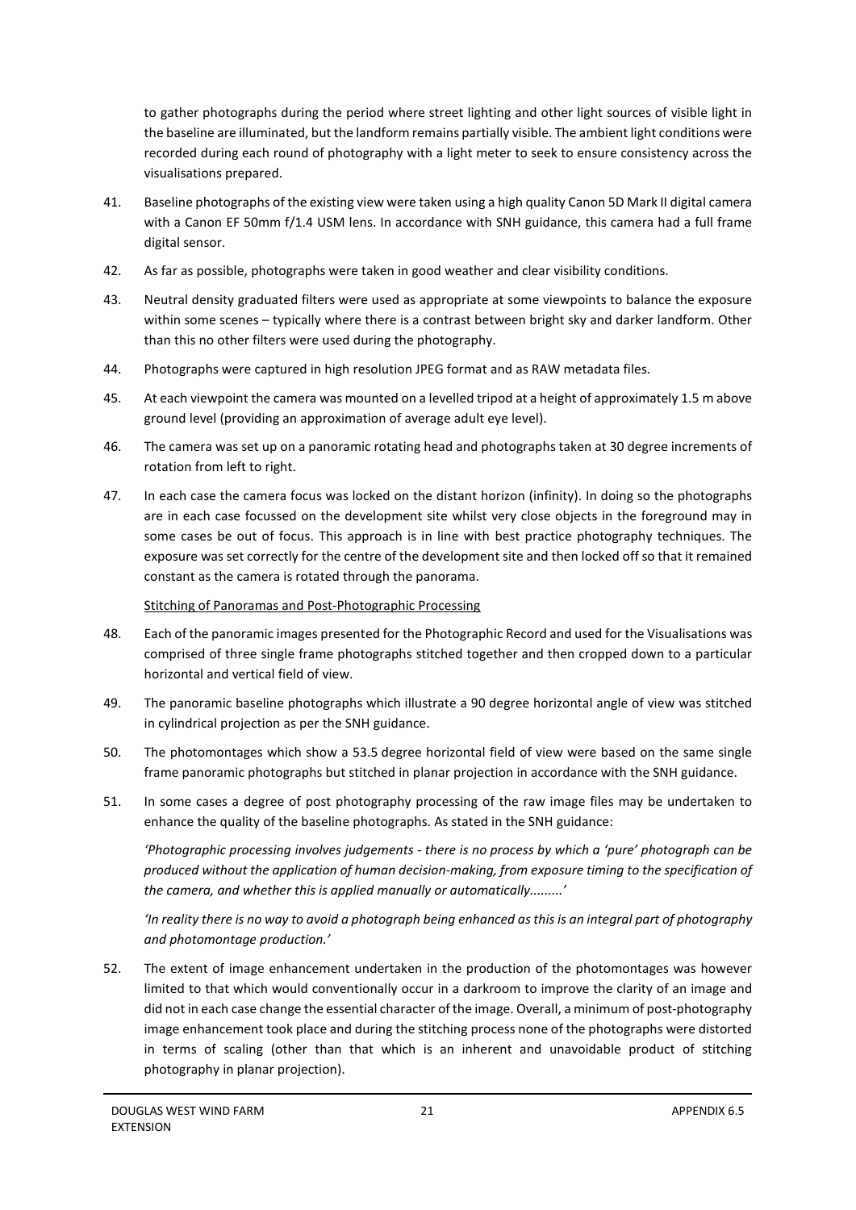to gather photographs during the period where street lighting and other light sources of visible light in the baseline are illuminated, but the landform remains partially visible. The ambient light conditions were recorded during each round of photography with a light meter to seek to ensure consistency across the visualisations prepared.

41. Baseline photographs of the existing view were taken using a high quality Canon 5D Mark II digital camera with a Canon EF 50mm f/1.4 USM lens. In accordance with SNH guidance, this camera had a full frame digital sensor.

42. As far as possible, photographs were taken in good weather and clear visibility conditions.

43. Neutral density graduated filters were used as appropriate at some viewpoints to balance the exposure within some scenes – typically where there is a contrast between bright sky and darker landform. Other than this no other filters were used during the photography.

44. Photographs were captured in high resolution JPEG format and as RAW metadata files.

45. At each viewpoint the camera was mounted on a levelled tripod at a height of approximately 1.5 m above ground level (providing an approximation of average adult eye level).

46. The camera was set up on a panoramic rotating head and photographs taken at 30 degree increments of rotation from left to right.

47. In each case the camera focus was locked on the distant horizon (infinity). In doing so the photographs are in each case focussed on the development site whilst very close objects in the foreground may in some cases be out of focus. This approach is in line with best practice photography techniques. The exposure was set correctly for the centre of the development site and then locked off so that it remained constant as the camera is rotated through the panorama.

Stitching of Panoramas and Post-Photographic Processing

48. Each of the panoramic images presented for the Photographic Record and used for the Visualisations was comprised of three single frame photographs stitched together and then cropped down to a particular horizontal and vertical field of view.

49. The panoramic baseline photographs which illustrate a 90 degree horizontal angle of view was stitched in cylindrical projection as per the SNH guidance.

50. The photomontages which show a 53.5 degree horizontal field of view were based on the same single frame panoramic photographs but stitched in planar projection in accordance with the SNH guidance.

51. In some cases a degree of post photography processing of the raw image files may be undertaken to enhance the quality of the baseline photographs. As stated in the SNH guidance:

*'Photographic processing involves judgements - there is no process by which a 'pure' photograph can be produced without the application of human decision-making, from exposure timing to the specification of the camera, and whether this is applied manually or automatically.........'*

*'In reality there is no way to avoid a photograph being enhanced as this is an integral part of photography and photomontage production.'*

52. The extent of image enhancement undertaken in the production of the photomontages was however limited to that which would conventionally occur in a darkroom to improve the clarity of an image and did not in each case change the essential character of the image. Overall, a minimum of post-photography image enhancement took place and during the stitching process none of the photographs were distorted in terms of scaling (other than that which is an inherent and unavoidable product of stitching photography in planar projection).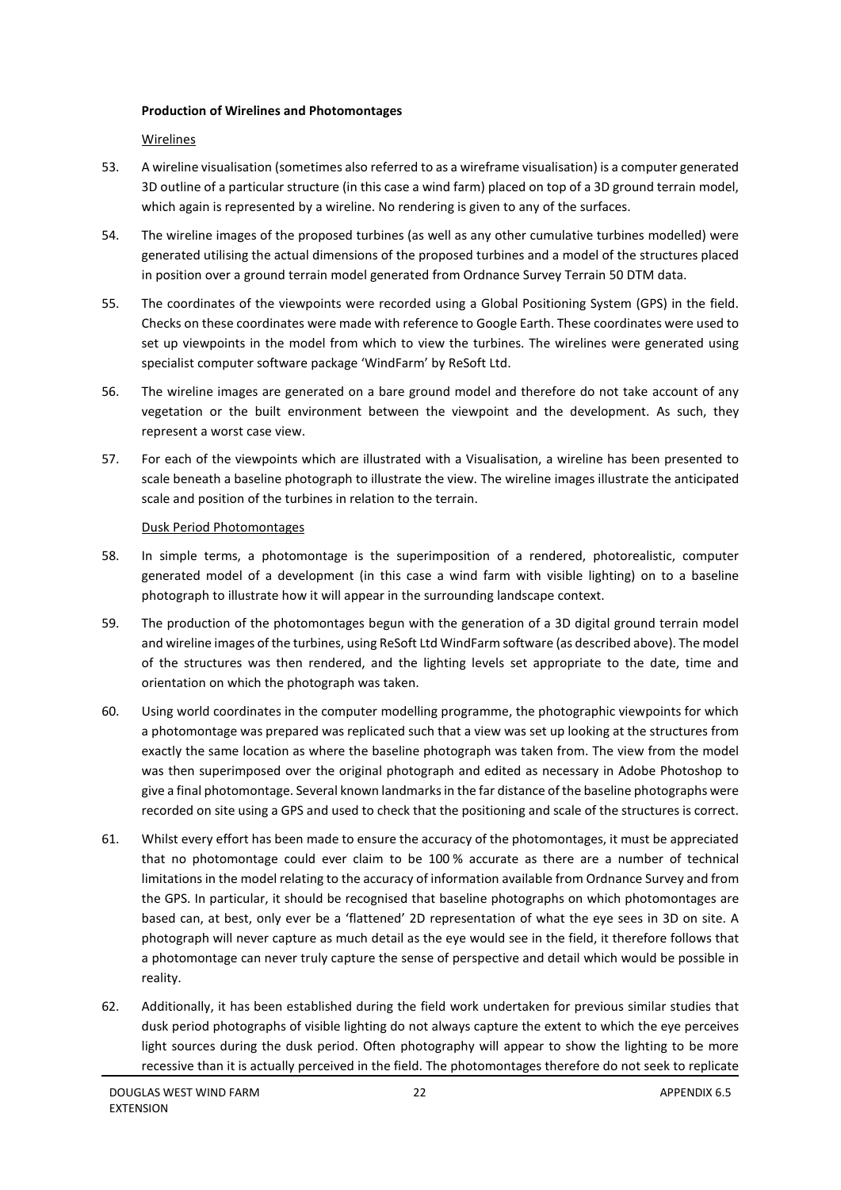**Production of Wirelines and Photomontages**

Wirelines

53. A wireline visualisation (sometimes also referred to as a wireframe visualisation) is a computer generated 3D outline of a particular structure (in this case a wind farm) placed on top of a 3D ground terrain model, which again is represented by a wireline. No rendering is given to any of the surfaces.

54. The wireline images of the proposed turbines (as well as any other cumulative turbines modelled) were generated utilising the actual dimensions of the proposed turbines and a model of the structures placed in position over a ground terrain model generated from Ordnance Survey Terrain 50 DTM data.

55. The coordinates of the viewpoints were recorded using a Global Positioning System (GPS) in the field. Checks on these coordinates were made with reference to Google Earth. These coordinates were used to set up viewpoints in the model from which to view the turbines. The wirelines were generated using specialist computer software package 'WindFarm' by ReSoft Ltd.

56. The wireline images are generated on a bare ground model and therefore do not take account of any vegetation or the built environment between the viewpoint and the development. As such, they represent a worst case view.

57. For each of the viewpoints which are illustrated with a Visualisation, a wireline has been presented to scale beneath a baseline photograph to illustrate the view. The wireline images illustrate the anticipated scale and position of the turbines in relation to the terrain.

Dusk Period Photomontages

58. In simple terms, a photomontage is the superimposition of a rendered, photorealistic, computer generated model of a development (in this case a wind farm with visible lighting) on to a baseline photograph to illustrate how it will appear in the surrounding landscape context.

59. The production of the photomontages begun with the generation of a 3D digital ground terrain model and wireline images of the turbines, using ReSoft Ltd WindFarm software (as described above). The model of the structures was then rendered, and the lighting levels set appropriate to the date, time and orientation on which the photograph was taken.

60. Using world coordinates in the computer modelling programme, the photographic viewpoints for which a photomontage was prepared was replicated such that a view was set up looking at the structures from exactly the same location as where the baseline photograph was taken from. The view from the model was then superimposed over the original photograph and edited as necessary in Adobe Photoshop to give a final photomontage. Several known landmarks in the far distance of the baseline photographs were recorded on site using a GPS and used to check that the positioning and scale of the structures is correct.

61. Whilst every effort has been made to ensure the accuracy of the photomontages, it must be appreciated that no photomontage could ever claim to be 100 % accurate as there are a number of technical limitations in the model relating to the accuracy of information available from Ordnance Survey and from the GPS. In particular, it should be recognised that baseline photographs on which photomontages are based can, at best, only ever be a 'flattened' 2D representation of what the eye sees in 3D on site. A photograph will never capture as much detail as the eye would see in the field, it therefore follows that a photomontage can never truly capture the sense of perspective and detail which would be possible in reality.

62. Additionally, it has been established during the field work undertaken for previous similar studies that dusk period photographs of visible lighting do not always capture the extent to which the eye perceives light sources during the dusk period. Often photography will appear to show the lighting to be more recessive than it is actually perceived in the field. The photomontages therefore do not seek to replicate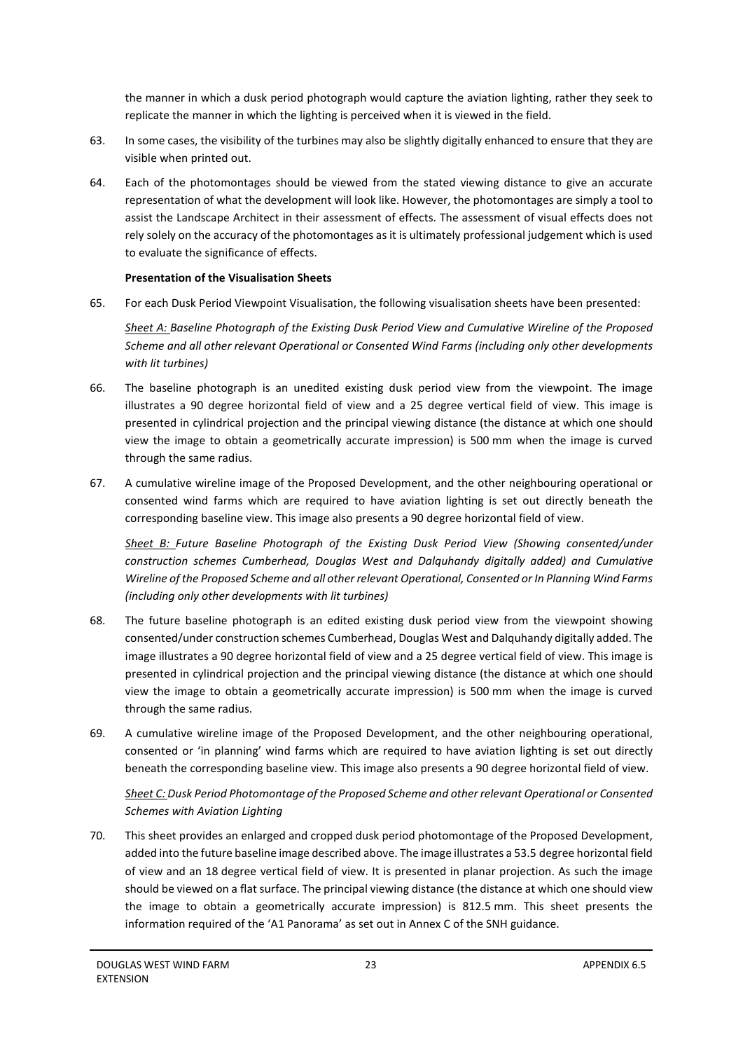the manner in which a dusk period photograph would capture the aviation lighting, rather they seek to replicate the manner in which the lighting is perceived when it is viewed in the field.

63. In some cases, the visibility of the turbines may also be slightly digitally enhanced to ensure that they are visible when printed out.

64. Each of the photomontages should be viewed from the stated viewing distance to give an accurate representation of what the development will look like. However, the photomontages are simply a tool to assist the Landscape Architect in their assessment of effects. The assessment of visual effects does not rely solely on the accuracy of the photomontages as it is ultimately professional judgement which is used to evaluate the significance of effects.

**Presentation of the Visualisation Sheets**

65. For each Dusk Period Viewpoint Visualisation, the following visualisation sheets have been presented:

*Sheet A: Baseline Photograph of the Existing Dusk Period View and Cumulative Wireline of the Proposed Scheme and all other relevant Operational or Consented Wind Farms (including only other developments with lit turbines)*

66. The baseline photograph is an unedited existing dusk period view from the viewpoint. The image illustrates a 90 degree horizontal field of view and a 25 degree vertical field of view. This image is presented in cylindrical projection and the principal viewing distance (the distance at which one should view the image to obtain a geometrically accurate impression) is 500 mm when the image is curved through the same radius.

67. A cumulative wireline image of the Proposed Development, and the other neighbouring operational or consented wind farms which are required to have aviation lighting is set out directly beneath the corresponding baseline view. This image also presents a 90 degree horizontal field of view.

*Sheet B: Future Baseline Photograph of the Existing Dusk Period View (Showing consented/under construction schemes Cumberhead, Douglas West and Dalquhandy digitally added) and Cumulative Wireline of the Proposed Scheme and all other relevant Operational, Consented or In Planning Wind Farms (including only other developments with lit turbines)*

68. The future baseline photograph is an edited existing dusk period view from the viewpoint showing consented/under construction schemes Cumberhead, Douglas West and Dalquhandy digitally added. The image illustrates a 90 degree horizontal field of view and a 25 degree vertical field of view. This image is presented in cylindrical projection and the principal viewing distance (the distance at which one should view the image to obtain a geometrically accurate impression) is 500 mm when the image is curved through the same radius.

69. A cumulative wireline image of the Proposed Development, and the other neighbouring operational, consented or 'in planning' wind farms which are required to have aviation lighting is set out directly beneath the corresponding baseline view. This image also presents a 90 degree horizontal field of view.

*Sheet C: Dusk Period Photomontage of the Proposed Scheme and other relevant Operational or Consented Schemes with Aviation Lighting*

70. This sheet provides an enlarged and cropped dusk period photomontage of the Proposed Development, added into the future baseline image described above. The image illustrates a 53.5 degree horizontal field of view and an 18 degree vertical field of view. It is presented in planar projection. As such the image should be viewed on a flat surface. The principal viewing distance (the distance at which one should view the image to obtain a geometrically accurate impression) is 812.5 mm. This sheet presents the information required of the 'A1 Panorama' as set out in Annex C of the SNH guidance.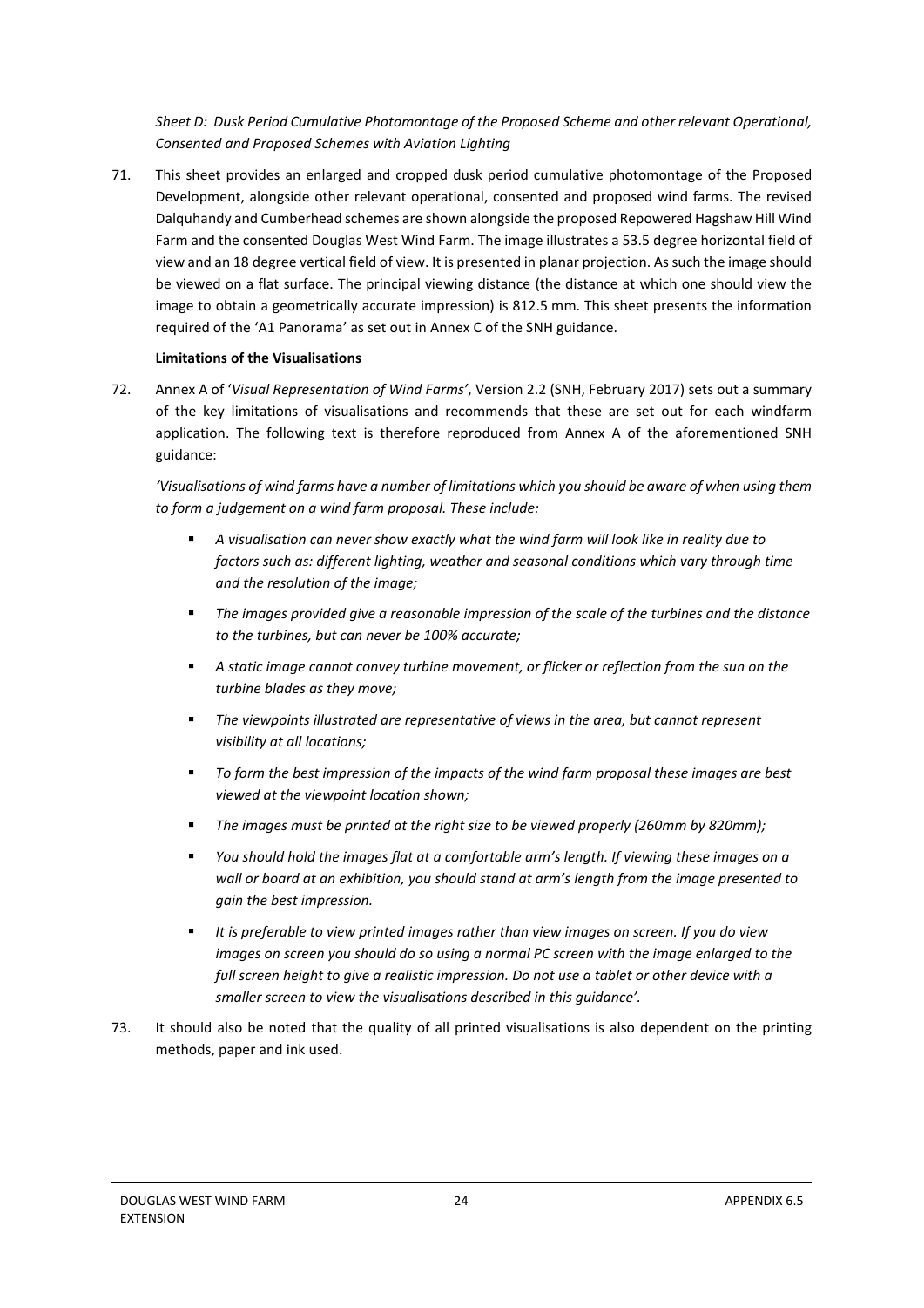*Sheet D: Dusk Period Cumulative Photomontage of the Proposed Scheme and other relevant Operational, Consented and Proposed Schemes with Aviation Lighting*

71. This sheet provides an enlarged and cropped dusk period cumulative photomontage of the Proposed Development, alongside other relevant operational, consented and proposed wind farms. The revised Dalquhandy and Cumberhead schemes are shown alongside the proposed Repowered Hagshaw Hill Wind Farm and the consented Douglas West Wind Farm. The image illustrates a 53.5 degree horizontal field of view and an 18 degree vertical field of view. It is presented in planar projection. As such the image should be viewed on a flat surface. The principal viewing distance (the distance at which one should view the image to obtain a geometrically accurate impression) is 812.5 mm. This sheet presents the information required of the 'A1 Panorama' as set out in Annex C of the SNH guidance.

**Limitations of the Visualisations**

72. Annex A of '*Visual Representation of Wind Farms*', Version 2.2 (SNH, February 2017) sets out a summary of the key limitations of visualisations and recommends that these are set out for each windfarm application. The following text is therefore reproduced from Annex A of the aforementioned SNH guidance:

*'Visualisations of wind farms have a number of limitations which you should be aware of when using them to form a judgement on a wind farm proposal. These include:*

- *A visualisation can never show exactly what the wind farm will look like in reality due to factors such as: different lighting, weather and seasonal conditions which vary through time and the resolution of the image;*
- *The images provided give a reasonable impression of the scale of the turbines and the distance to the turbines, but can never be 100% accurate;*
- *A static image cannot convey turbine movement, or flicker or reflection from the sun on the turbine blades as they move;*
- *The viewpoints illustrated are representative of views in the area, but cannot represent visibility at all locations;*
- *To form the best impression of the impacts of the wind farm proposal these images are best viewed at the viewpoint location shown;*
- *The images must be printed at the right size to be viewed properly (260mm by 820mm);*
- *You should hold the images flat at a comfortable arm's length. If viewing these images on a wall or board at an exhibition, you should stand at arm's length from the image presented to gain the best impression.*
- *It is preferable to view printed images rather than view images on screen. If you do view images on screen you should do so using a normal PC screen with the image enlarged to the full screen height to give a realistic impression. Do not use a tablet or other device with a smaller screen to view the visualisations described in this guidance'.*

73. It should also be noted that the quality of all printed visualisations is also dependent on the printing methods, paper and ink used.